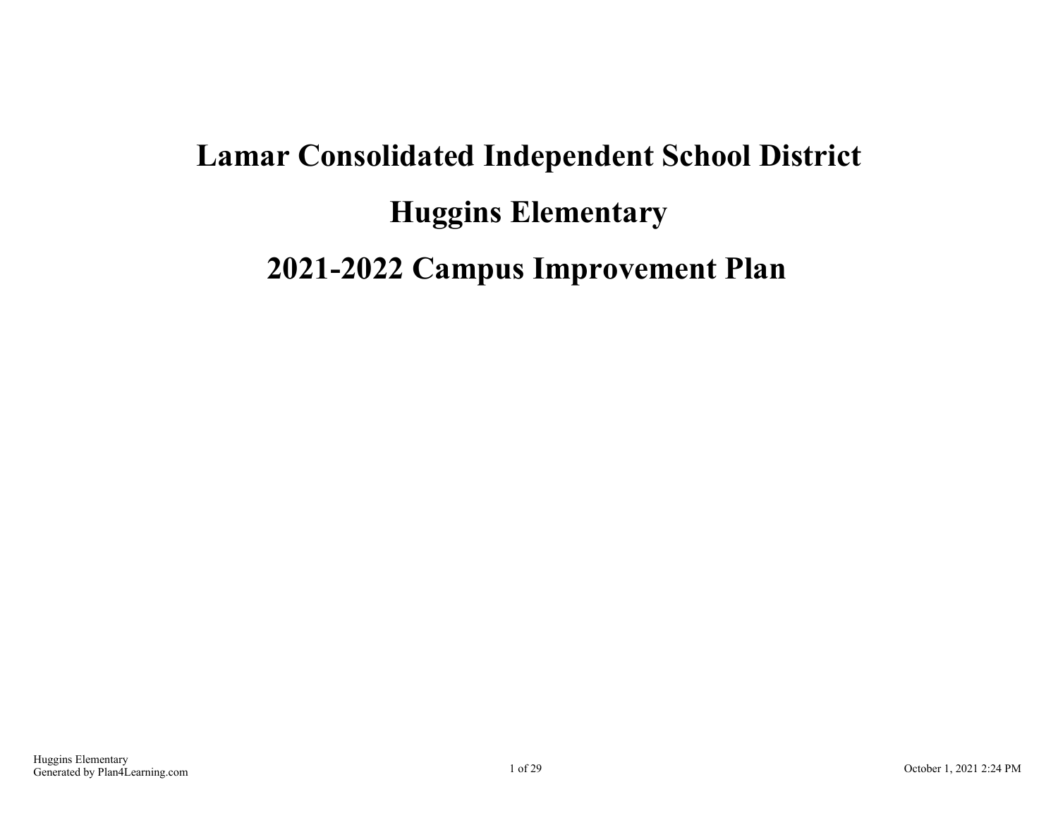# Lamar Consolidated Independent School District

# Huggins Elementary

# 2021-2022 Campus Improvement Plan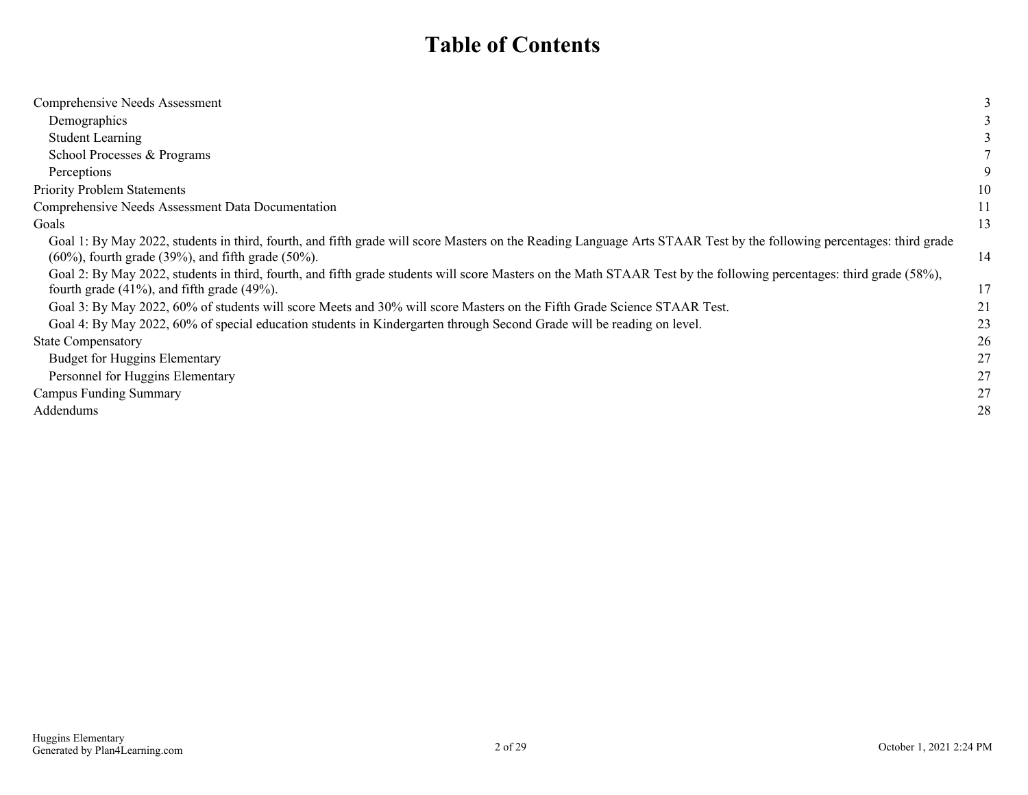# Table of Contents

| | |
|---|---|
| Comprehensive Needs Assessment | 3 |
| Demographics | 3 |
| Student Learning | 3 |
| School Processes & Programs | 7 |
| Perceptions | 9 |
| Priority Problem Statements | 10 |
| Comprehensive Needs Assessment Data Documentation | 11 |
| Goals | 13 |
| Goal 1: By May 2022, students in third, fourth, and fifth grade will score Masters on the Reading Language Arts STAAR Test by the following percentages: third grade (60%), fourth grade (39%), and fifth grade (50%). | 14 |
| Goal 2: By May 2022, students in third, fourth, and fifth grade students will score Masters on the Math STAAR Test by the following percentages: third grade (58%), fourth grade (41%), and fifth grade (49%). | 17 |
| Goal 3: By May 2022, 60% of students will score Meets and 30% will score Masters on the Fifth Grade Science STAAR Test. | 21 |
| Goal 4: By May 2022, 60% of special education students in Kindergarten through Second Grade will be reading on level. | 23 |
| State Compensatory | 26 |
| Budget for Huggins Elementary | 27 |
| Personnel for Huggins Elementary | 27 |
| Campus Funding Summary | 27 |
| Addendums | 28 |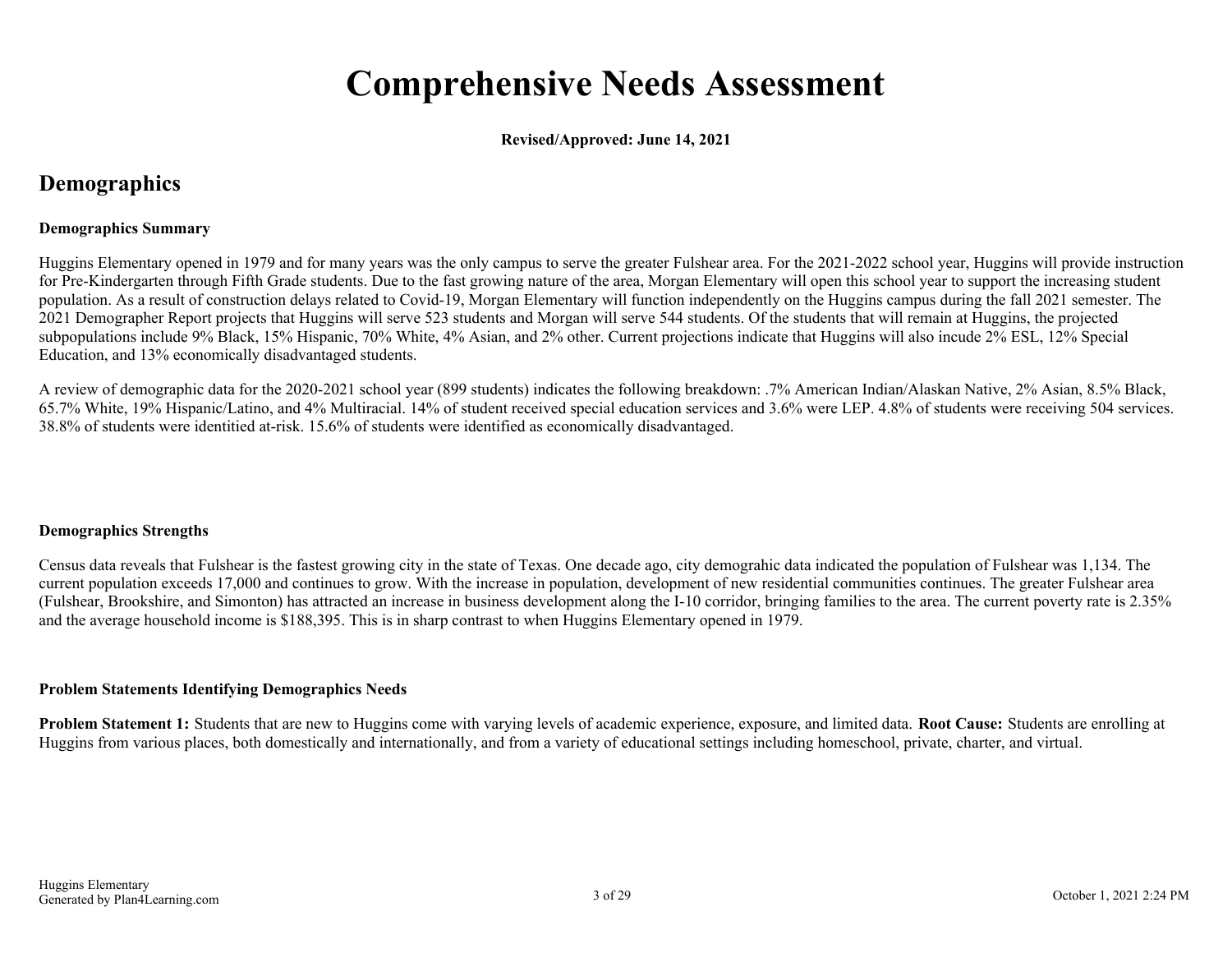# Comprehensive Needs Assessment

**Revised/Approved: June 14, 2021**

## Demographics

**Demographics Summary**

Huggins Elementary opened in 1979 and for many years was the only campus to serve the greater Fulshear area. For the 2021-2022 school year, Huggins will provide instruction for Pre-Kindergarten through Fifth Grade students. Due to the fast growing nature of the area, Morgan Elementary will open this school year to support the increasing student population. As a result of construction delays related to Covid-19, Morgan Elementary will function independently on the Huggins campus during the fall 2021 semester. The 2021 Demographer Report projects that Huggins will serve 523 students and Morgan will serve 544 students. Of the students that will remain at Huggins, the projected subpopulations include 9% Black, 15% Hispanic, 70% White, 4% Asian, and 2% other. Current projections indicate that Huggins will also incude 2% ESL, 12% Special Education, and 13% economically disadvantaged students.

A review of demographic data for the 2020-2021 school year (899 students) indicates the following breakdown: .7% American Indian/Alaskan Native, 2% Asian, 8.5% Black, 65.7% White, 19% Hispanic/Latino, and 4% Multiracial. 14% of student received special education services and 3.6% were LEP. 4.8% of students were receiving 504 services. 38.8% of students were identitied at-risk. 15.6% of students were identified as economically disadvantaged.

**Demographics Strengths**

Census data reveals that Fulshear is the fastest growing city in the state of Texas. One decade ago, city demograhic data indicated the population of Fulshear was 1,134. The current population exceeds 17,000 and continues to grow. With the increase in population, development of new residential communities continues. The greater Fulshear area (Fulshear, Brookshire, and Simonton) has attracted an increase in business development along the I-10 corridor, bringing families to the area. The current poverty rate is 2.35% and the average household income is $188,395. This is in sharp contrast to when Huggins Elementary opened in 1979.

**Problem Statements Identifying Demographics Needs**

**Problem Statement 1:** Students that are new to Huggins come with varying levels of academic experience, exposure, and limited data. **Root Cause:** Students are enrolling at Huggins from various places, both domestically and internationally, and from a variety of educational settings including homeschool, private, charter, and virtual.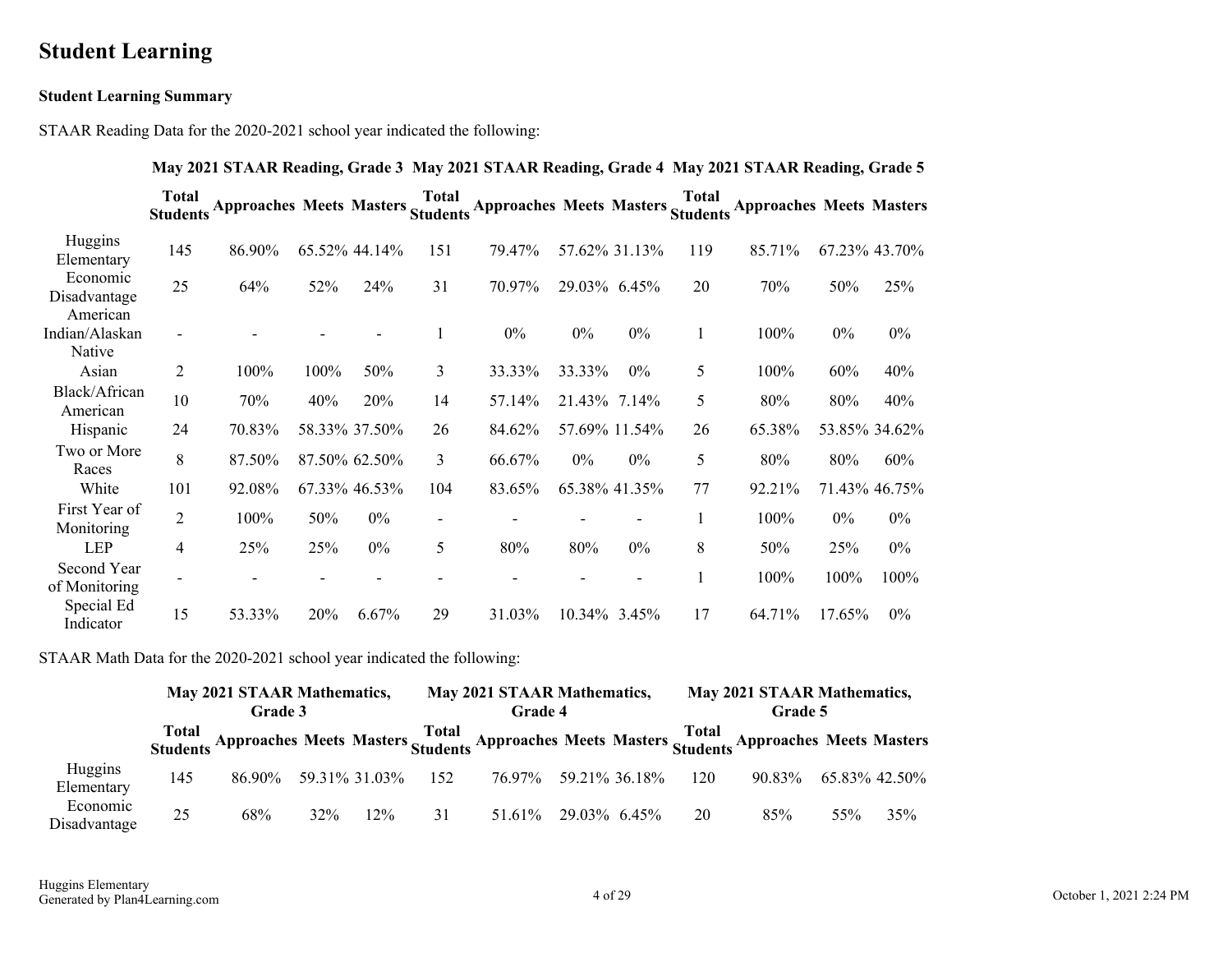# Student Learning

**Student Learning Summary**

STAAR Reading Data for the 2020-2021 school year indicated the following:

| | May 2021 STAAR Reading, Grade 3 | | | | May 2021 STAAR Reading, Grade 4 | | | | May 2021 STAAR Reading, Grade 5 | | | |
|---|---|---|---|---|---|---|---|---|---|---|---|---|
| | **Total Students** | **Approaches** | **Meets** | **Masters** | **Total Students** | **Approaches** | **Meets** | **Masters** | **Total Students** | **Approaches** | **Meets** | **Masters** |
| Huggins Elementary | 145 | 86.90% | 65.52% | 44.14% | 151 | 79.47% | 57.62% | 31.13% | 119 | 85.71% | 67.23% | 43.70% |
| Economic Disadvantage | 25 | 64% | 52% | 24% | 31 | 70.97% | 29.03% | 6.45% | 20 | 70% | 50% | 25% |
| American Indian/Alaskan Native | - | - | - | - | 1 | 0% | 0% | 0% | 1 | 100% | 0% | 0% |
| Asian | 2 | 100% | 100% | 50% | 3 | 33.33% | 33.33% | 0% | 5 | 100% | 60% | 40% |
| Black/African American | 10 | 70% | 40% | 20% | 14 | 57.14% | 21.43% | 7.14% | 5 | 80% | 80% | 40% |
| Hispanic | 24 | 70.83% | 58.33% | 37.50% | 26 | 84.62% | 57.69% | 11.54% | 26 | 65.38% | 53.85% | 34.62% |
| Two or More Races | 8 | 87.50% | 87.50% | 62.50% | 3 | 66.67% | 0% | 0% | 5 | 80% | 80% | 60% |
| White | 101 | 92.08% | 67.33% | 46.53% | 104 | 83.65% | 65.38% | 41.35% | 77 | 92.21% | 71.43% | 46.75% |
| First Year of Monitoring | 2 | 100% | 50% | 0% | - | - | - | - | 1 | 100% | 0% | 0% |
| LEP | 4 | 25% | 25% | 0% | 5 | 80% | 80% | 0% | 8 | 50% | 25% | 0% |
| Second Year of Monitoring | - | - | - | - | - | - | - | - | 1 | 100% | 100% | 100% |
| Special Ed Indicator | 15 | 53.33% | 20% | 6.67% | 29 | 31.03% | 10.34% | 3.45% | 17 | 64.71% | 17.65% | 0% |

STAAR Math Data for the 2020-2021 school year indicated the following:

| | May 2021 STAAR Mathematics, Grade 3 | | | | May 2021 STAAR Mathematics, Grade 4 | | | | May 2021 STAAR Mathematics, Grade 5 | | | |
|---|---|---|---|---|---|---|---|---|---|---|---|---|
| | **Total Students** | **Approaches** | **Meets** | **Masters** | **Total Students** | **Approaches** | **Meets** | **Masters** | **Total Students** | **Approaches** | **Meets** | **Masters** |
| Huggins Elementary | 145 | 86.90% | 59.31% | 31.03% | 152 | 76.97% | 59.21% | 36.18% | 120 | 90.83% | 65.83% | 42.50% |
| Economic Disadvantage | 25 | 68% | 32% | 12% | 31 | 51.61% | 29.03% | 6.45% | 20 | 85% | 55% | 35% |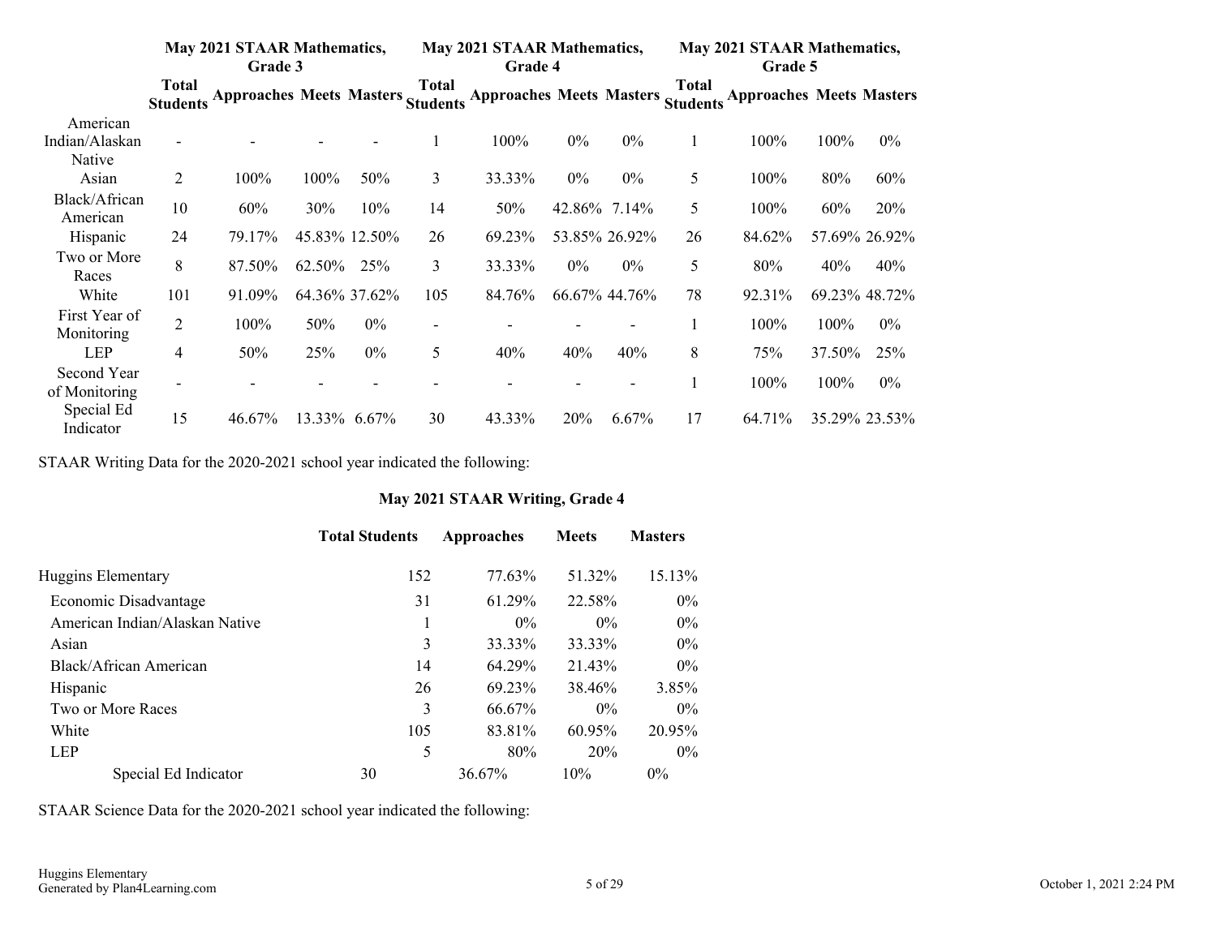| | May 2021 STAAR Mathematics, Grade 3 | | | | May 2021 STAAR Mathematics, Grade 4 | | | | May 2021 STAAR Mathematics, Grade 5 | | | |
|---|---|---|---|---|---|---|---|---|---|---|---|---|
| | Total Students | Approaches | Meets | Masters | Total Students | Approaches | Meets | Masters | Total Students | Approaches | Meets | Masters |
| American Indian/Alaskan Native | - | - | - | - | 1 | 100% | 0% | 0% | 1 | 100% | 100% | 0% |
| Asian | 2 | 100% | 100% | 50% | 3 | 33.33% | 0% | 0% | 5 | 100% | 80% | 60% |
| Black/African American | 10 | 60% | 30% | 10% | 14 | 50% | 42.86% | 7.14% | 5 | 100% | 60% | 20% |
| Hispanic | 24 | 79.17% | 45.83% | 12.50% | 26 | 69.23% | 53.85% | 26.92% | 26 | 84.62% | 57.69% | 26.92% |
| Two or More Races | 8 | 87.50% | 62.50% | 25% | 3 | 33.33% | 0% | 0% | 5 | 80% | 40% | 40% |
| White | 101 | 91.09% | 64.36% | 37.62% | 105 | 84.76% | 66.67% | 44.76% | 78 | 92.31% | 69.23% | 48.72% |
| First Year of Monitoring | 2 | 100% | 50% | 0% | - | - | - | - | 1 | 100% | 100% | 0% |
| LEP | 4 | 50% | 25% | 0% | 5 | 40% | 40% | 40% | 8 | 75% | 37.50% | 25% |
| Second Year of Monitoring | - | - | - | - | - | - | - | - | 1 | 100% | 100% | 0% |
| Special Ed Indicator | 15 | 46.67% | 13.33% | 6.67% | 30 | 43.33% | 20% | 6.67% | 17 | 64.71% | 35.29% | 23.53% |

STAAR Writing Data for the 2020-2021 school year indicated the following:

**May 2021 STAAR Writing, Grade 4**

| | Total Students | Approaches | Meets | Masters |
|---|---|---|---|---|
| Huggins Elementary | 152 | 77.63% | 51.32% | 15.13% |
| Economic Disadvantage | 31 | 61.29% | 22.58% | 0% |
| American Indian/Alaskan Native | 1 | 0% | 0% | 0% |
| Asian | 3 | 33.33% | 33.33% | 0% |
| Black/African American | 14 | 64.29% | 21.43% | 0% |
| Hispanic | 26 | 69.23% | 38.46% | 3.85% |
| Two or More Races | 3 | 66.67% | 0% | 0% |
| White | 105 | 83.81% | 60.95% | 20.95% |
| LEP | 5 | 80% | 20% | 0% |
| Special Ed Indicator | 30 | 36.67% | 10% | 0% |

STAAR Science Data for the 2020-2021 school year indicated the following: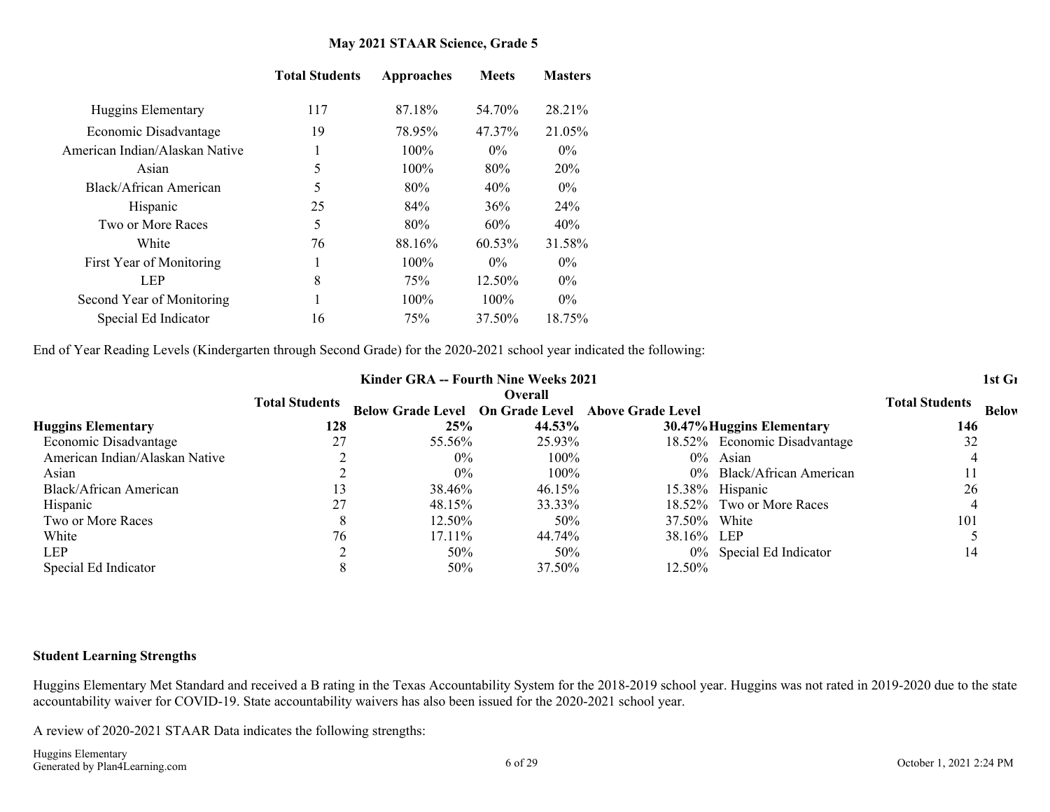**May 2021 STAAR Science, Grade 5**

| | Total Students | Approaches | Meets | Masters |
|---|---|---|---|---|
| Huggins Elementary | 117 | 87.18% | 54.70% | 28.21% |
| Economic Disadvantage | 19 | 78.95% | 47.37% | 21.05% |
| American Indian/Alaskan Native | 1 | 100% | 0% | 0% |
| Asian | 5 | 100% | 80% | 20% |
| Black/African American | 5 | 80% | 40% | 0% |
| Hispanic | 25 | 84% | 36% | 24% |
| Two or More Races | 5 | 80% | 60% | 40% |
| White | 76 | 88.16% | 60.53% | 31.58% |
| First Year of Monitoring | 1 | 100% | 0% | 0% |
| LEP | 8 | 75% | 12.50% | 0% |
| Second Year of Monitoring | 1 | 100% | 100% | 0% |
| Special Ed Indicator | 16 | 75% | 37.50% | 18.75% |

End of Year Reading Levels (Kindergarten through Second Grade) for the 2020-2021 school year indicated the following:

**Kinder GRA -- Fourth Nine Weeks 2021**

| | Total Students | Below Grade Level | Overall On Grade Level | Above Grade Level |
|---|---|---|---|---|
| **Huggins Elementary** | **128** | **25%** | **44.53%** | **30.47%** |
| Economic Disadvantage | 27 | 55.56% | 25.93% | 18.52% |
| American Indian/Alaskan Native | 2 | 0% | 100% | 0% |
| Asian | 2 | 0% | 100% | 0% |
| Black/African American | 13 | 38.46% | 46.15% | 15.38% |
| Hispanic | 27 | 48.15% | 33.33% | 18.52% |
| Two or More Races | 8 | 12.50% | 50% | 37.50% |
| White | 76 | 17.11% | 44.74% | 38.16% |
| LEP | 2 | 50% | 50% | 0% |
| Special Ed Indicator | 8 | 50% | 37.50% | 12.50% |

**1st Gr**

| | Total Students | Below |
|---|---|---|
| **Huggins Elementary** | **146** | |
| Economic Disadvantage | 32 | |
| Asian | 4 | |
| Black/African American | 11 | |
| Hispanic | 26 | |
| Two or More Races | 4 | |
| White | 101 | |
| LEP | 5 | |
| Special Ed Indicator | 14 | |

**Student Learning Strengths**

Huggins Elementary Met Standard and received a B rating in the Texas Accountability System for the 2018-2019 school year. Huggins was not rated in 2019-2020 due to the state accountability waiver for COVID-19. State accountability waivers has also been issued for the 2020-2021 school year.

A review of 2020-2021 STAAR Data indicates the following strengths: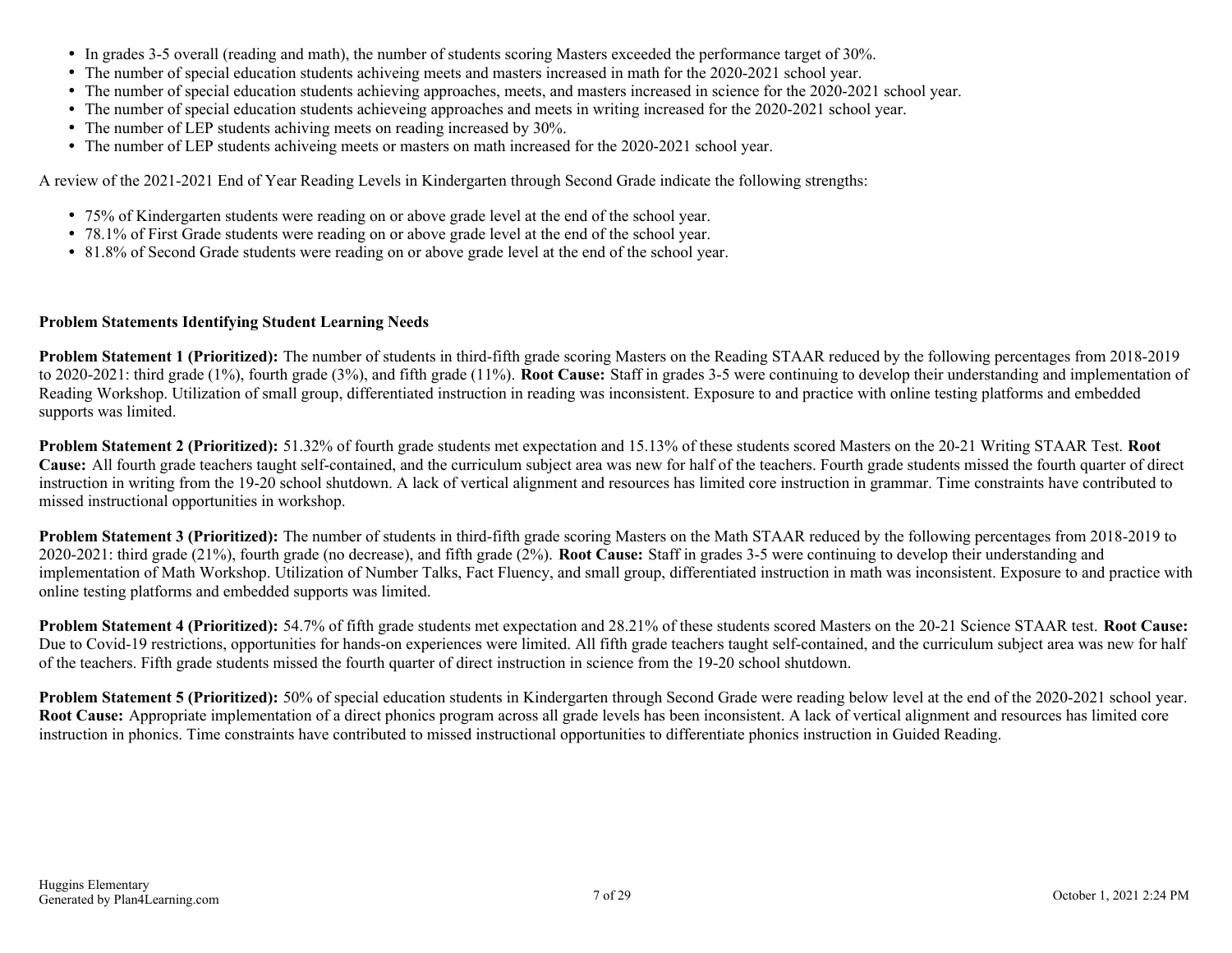- In grades 3-5 overall (reading and math), the number of students scoring Masters exceeded the performance target of 30%.
- The number of special education students achiveing meets and masters increased in math for the 2020-2021 school year.
- The number of special education students achieving approaches, meets, and masters increased in science for the 2020-2021 school year.
- The number of special education students achieveing approaches and meets in writing increased for the 2020-2021 school year.
- The number of LEP students achiving meets on reading increased by 30%.
- The number of LEP students achiveing meets or masters on math increased for the 2020-2021 school year.

A review of the 2021-2021 End of Year Reading Levels in Kindergarten through Second Grade indicate the following strengths:

- 75% of Kindergarten students were reading on or above grade level at the end of the school year.
- 78.1% of First Grade students were reading on or above grade level at the end of the school year.
- 81.8% of Second Grade students were reading on or above grade level at the end of the school year.

**Problem Statements Identifying Student Learning Needs**

**Problem Statement 1 (Prioritized):** The number of students in third-fifth grade scoring Masters on the Reading STAAR reduced by the following percentages from 2018-2019 to 2020-2021: third grade (1%), fourth grade (3%), and fifth grade (11%). **Root Cause:** Staff in grades 3-5 were continuing to develop their understanding and implementation of Reading Workshop. Utilization of small group, differentiated instruction in reading was inconsistent. Exposure to and practice with online testing platforms and embedded supports was limited.

**Problem Statement 2 (Prioritized):** 51.32% of fourth grade students met expectation and 15.13% of these students scored Masters on the 20-21 Writing STAAR Test. **Root Cause:** All fourth grade teachers taught self-contained, and the curriculum subject area was new for half of the teachers. Fourth grade students missed the fourth quarter of direct instruction in writing from the 19-20 school shutdown. A lack of vertical alignment and resources has limited core instruction in grammar. Time constraints have contributed to missed instructional opportunities in workshop.

**Problem Statement 3 (Prioritized):** The number of students in third-fifth grade scoring Masters on the Math STAAR reduced by the following percentages from 2018-2019 to 2020-2021: third grade (21%), fourth grade (no decrease), and fifth grade (2%). **Root Cause:** Staff in grades 3-5 were continuing to develop their understanding and implementation of Math Workshop. Utilization of Number Talks, Fact Fluency, and small group, differentiated instruction in math was inconsistent. Exposure to and practice with online testing platforms and embedded supports was limited.

**Problem Statement 4 (Prioritized):** 54.7% of fifth grade students met expectation and 28.21% of these students scored Masters on the 20-21 Science STAAR test. **Root Cause:** Due to Covid-19 restrictions, opportunities for hands-on experiences were limited. All fifth grade teachers taught self-contained, and the curriculum subject area was new for half of the teachers. Fifth grade students missed the fourth quarter of direct instruction in science from the 19-20 school shutdown.

**Problem Statement 5 (Prioritized):** 50% of special education students in Kindergarten through Second Grade were reading below level at the end of the 2020-2021 school year. **Root Cause:** Appropriate implementation of a direct phonics program across all grade levels has been inconsistent. A lack of vertical alignment and resources has limited core instruction in phonics. Time constraints have contributed to missed instructional opportunities to differentiate phonics instruction in Guided Reading.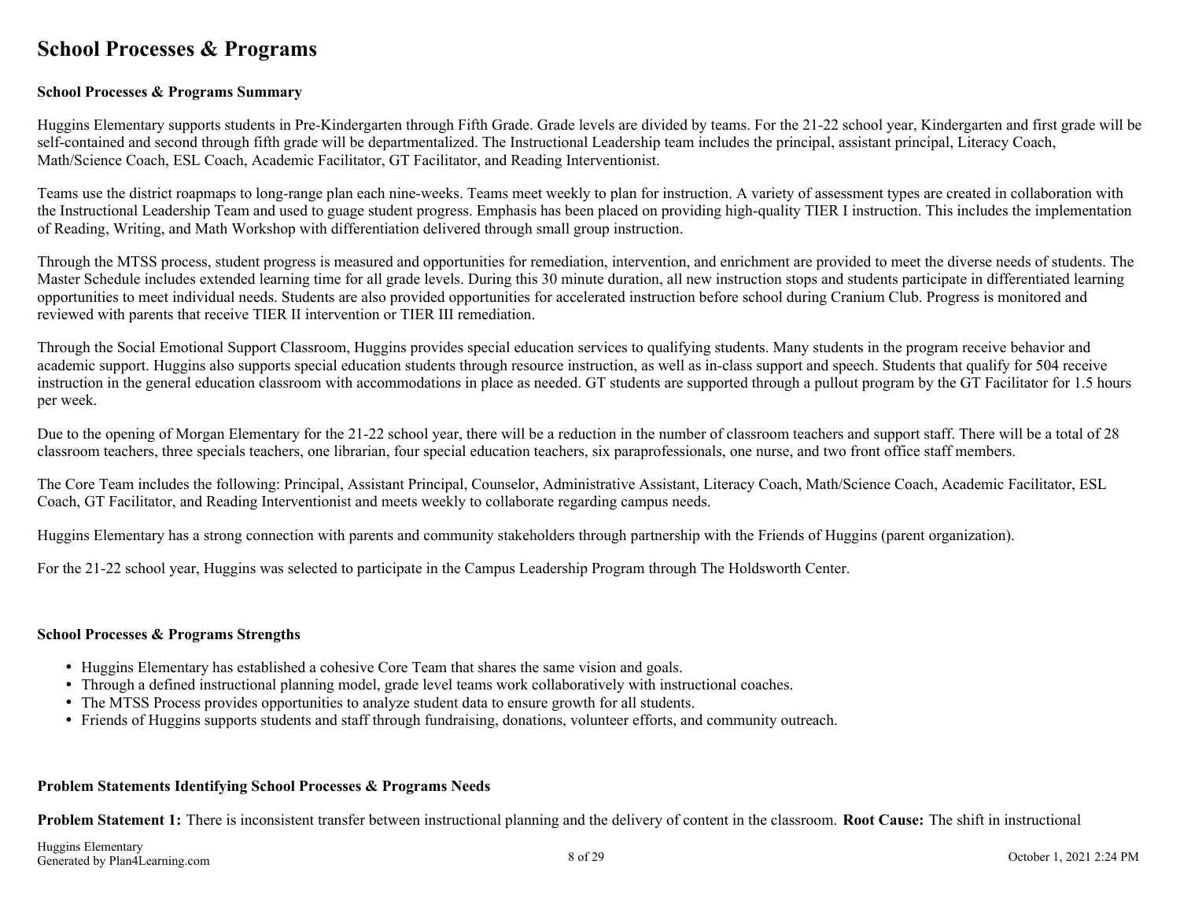# School Processes & Programs

**School Processes & Programs Summary**

Huggins Elementary supports students in Pre-Kindergarten through Fifth Grade. Grade levels are divided by teams. For the 21-22 school year, Kindergarten and first grade will be self-contained and second through fifth grade will be departmentalized. The Instructional Leadership team includes the principal, assistant principal, Literacy Coach, Math/Science Coach, ESL Coach, Academic Facilitator, GT Facilitator, and Reading Interventionist.

Teams use the district roapmaps to long-range plan each nine-weeks. Teams meet weekly to plan for instruction. A variety of assessment types are created in collaboration with the Instructional Leadership Team and used to guage student progress. Emphasis has been placed on providing high-quality TIER I instruction. This includes the implementation of Reading, Writing, and Math Workshop with differentiation delivered through small group instruction.

Through the MTSS process, student progress is measured and opportunities for remediation, intervention, and enrichment are provided to meet the diverse needs of students. The Master Schedule includes extended learning time for all grade levels. During this 30 minute duration, all new instruction stops and students participate in differentiated learning opportunities to meet individual needs. Students are also provided opportunities for accelerated instruction before school during Cranium Club. Progress is monitored and reviewed with parents that receive TIER II intervention or TIER III remediation.

Through the Social Emotional Support Classroom, Huggins provides special education services to qualifying students. Many students in the program receive behavior and academic support. Huggins also supports special education students through resource instruction, as well as in-class support and speech. Students that qualify for 504 receive instruction in the general education classroom with accommodations in place as needed. GT students are supported through a pullout program by the GT Facilitator for 1.5 hours per week.

Due to the opening of Morgan Elementary for the 21-22 school year, there will be a reduction in the number of classroom teachers and support staff. There will be a total of 28 classroom teachers, three specials teachers, one librarian, four special education teachers, six paraprofessionals, one nurse, and two front office staff members.

The Core Team includes the following: Principal, Assistant Principal, Counselor, Administrative Assistant, Literacy Coach, Math/Science Coach, Academic Facilitator, ESL Coach, GT Facilitator, and Reading Interventionist and meets weekly to collaborate regarding campus needs.

Huggins Elementary has a strong connection with parents and community stakeholders through partnership with the Friends of Huggins (parent organization).

For the 21-22 school year, Huggins was selected to participate in the Campus Leadership Program through The Holdsworth Center.

**School Processes & Programs Strengths**

- Huggins Elementary has established a cohesive Core Team that shares the same vision and goals.
- Through a defined instructional planning model, grade level teams work collaboratively with instructional coaches.
- The MTSS Process provides opportunities to analyze student data to ensure growth for all students.
- Friends of Huggins supports students and staff through fundraising, donations, volunteer efforts, and community outreach.

**Problem Statements Identifying School Processes & Programs Needs**

**Problem Statement 1:** There is inconsistent transfer between instructional planning and the delivery of content in the classroom. **Root Cause:** The shift in instructional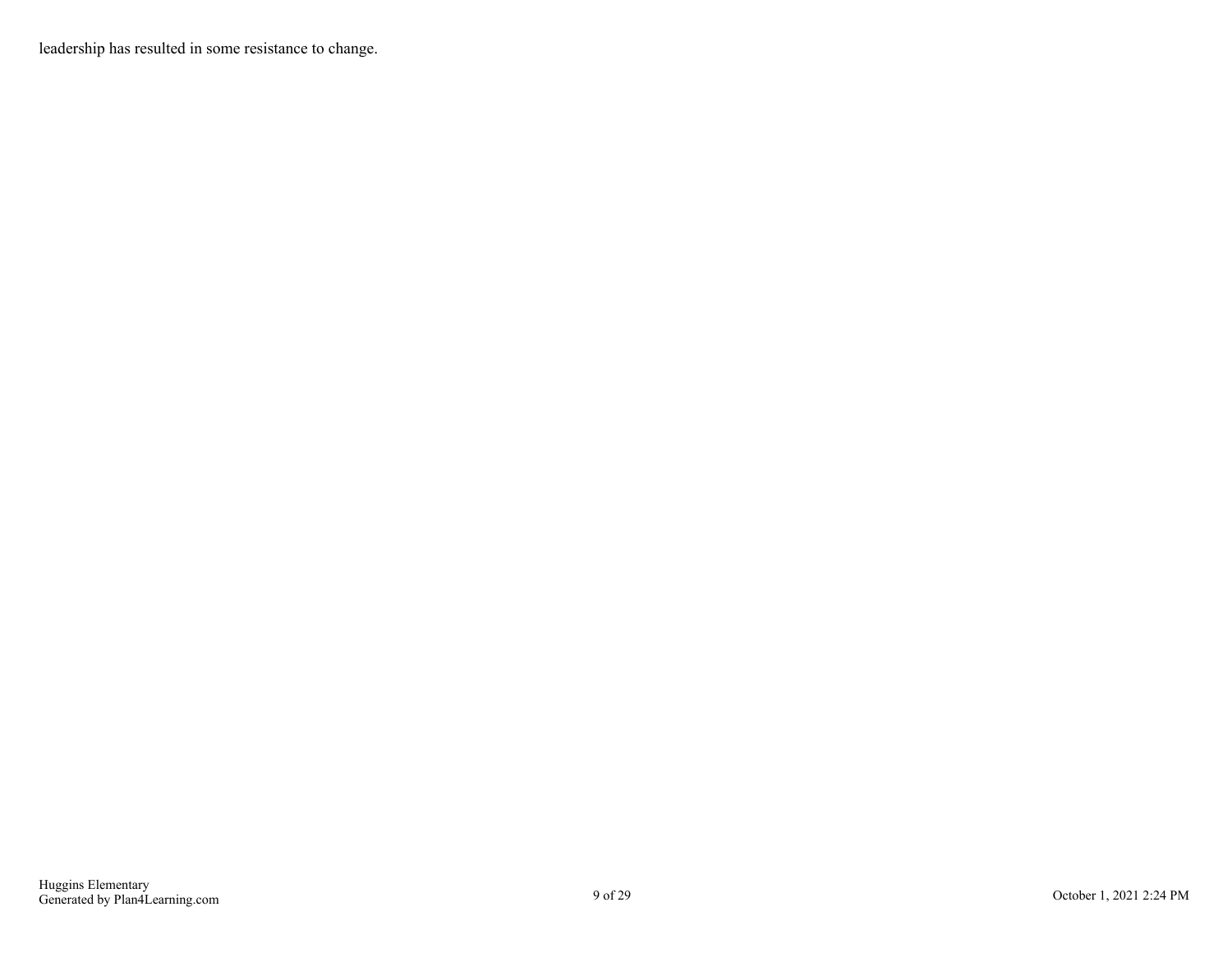leadership has resulted in some resistance to change.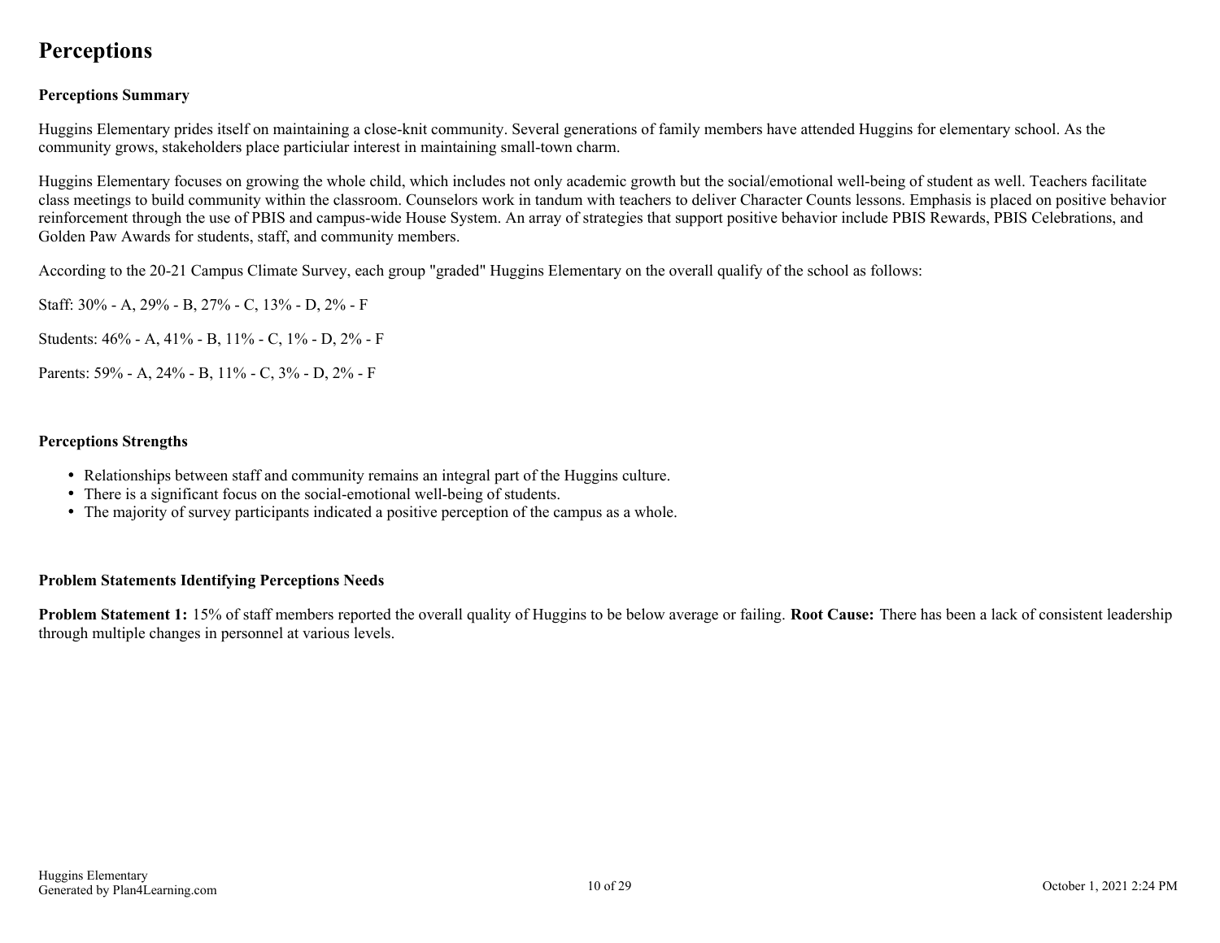# Perceptions

**Perceptions Summary**

Huggins Elementary prides itself on maintaining a close-knit community. Several generations of family members have attended Huggins for elementary school. As the community grows, stakeholders place particiular interest in maintaining small-town charm.

Huggins Elementary focuses on growing the whole child, which includes not only academic growth but the social/emotional well-being of student as well. Teachers facilitate class meetings to build community within the classroom. Counselors work in tandum with teachers to deliver Character Counts lessons. Emphasis is placed on positive behavior reinforcement through the use of PBIS and campus-wide House System. An array of strategies that support positive behavior include PBIS Rewards, PBIS Celebrations, and Golden Paw Awards for students, staff, and community members.

According to the 20-21 Campus Climate Survey, each group "graded" Huggins Elementary on the overall qualify of the school as follows:

Staff: 30% - A, 29% - B, 27% - C, 13% - D, 2% - F

Students: 46% - A, 41% - B, 11% - C, 1% - D, 2% - F

Parents: 59% - A, 24% - B, 11% - C, 3% - D, 2% - F

**Perceptions Strengths**

- Relationships between staff and community remains an integral part of the Huggins culture.
- There is a significant focus on the social-emotional well-being of students.
- The majority of survey participants indicated a positive perception of the campus as a whole.

**Problem Statements Identifying Perceptions Needs**

**Problem Statement 1:** 15% of staff members reported the overall quality of Huggins to be below average or failing. **Root Cause:** There has been a lack of consistent leadership through multiple changes in personnel at various levels.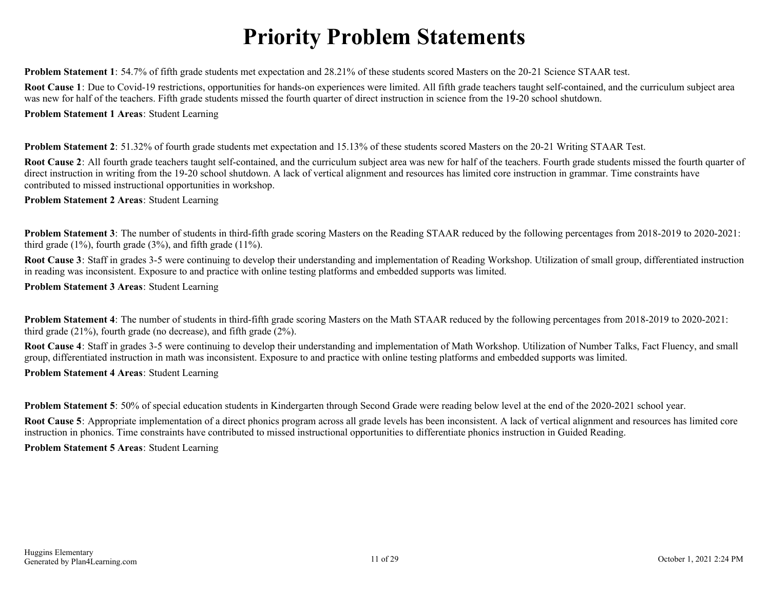# Priority Problem Statements

**Problem Statement 1**: 54.7% of fifth grade students met expectation and 28.21% of these students scored Masters on the 20-21 Science STAAR test.

**Root Cause 1**: Due to Covid-19 restrictions, opportunities for hands-on experiences were limited. All fifth grade teachers taught self-contained, and the curriculum subject area was new for half of the teachers. Fifth grade students missed the fourth quarter of direct instruction in science from the 19-20 school shutdown.

**Problem Statement 1 Areas**: Student Learning

**Problem Statement 2**: 51.32% of fourth grade students met expectation and 15.13% of these students scored Masters on the 20-21 Writing STAAR Test.

**Root Cause 2**: All fourth grade teachers taught self-contained, and the curriculum subject area was new for half of the teachers. Fourth grade students missed the fourth quarter of direct instruction in writing from the 19-20 school shutdown. A lack of vertical alignment and resources has limited core instruction in grammar. Time constraints have contributed to missed instructional opportunities in workshop.

**Problem Statement 2 Areas**: Student Learning

**Problem Statement 3**: The number of students in third-fifth grade scoring Masters on the Reading STAAR reduced by the following percentages from 2018-2019 to 2020-2021: third grade (1%), fourth grade (3%), and fifth grade (11%).

**Root Cause 3**: Staff in grades 3-5 were continuing to develop their understanding and implementation of Reading Workshop. Utilization of small group, differentiated instruction in reading was inconsistent. Exposure to and practice with online testing platforms and embedded supports was limited.

**Problem Statement 3 Areas**: Student Learning

**Problem Statement 4**: The number of students in third-fifth grade scoring Masters on the Math STAAR reduced by the following percentages from 2018-2019 to 2020-2021: third grade (21%), fourth grade (no decrease), and fifth grade (2%).

**Root Cause 4**: Staff in grades 3-5 were continuing to develop their understanding and implementation of Math Workshop. Utilization of Number Talks, Fact Fluency, and small group, differentiated instruction in math was inconsistent. Exposure to and practice with online testing platforms and embedded supports was limited.

**Problem Statement 4 Areas**: Student Learning

**Problem Statement 5**: 50% of special education students in Kindergarten through Second Grade were reading below level at the end of the 2020-2021 school year.

**Root Cause 5**: Appropriate implementation of a direct phonics program across all grade levels has been inconsistent. A lack of vertical alignment and resources has limited core instruction in phonics. Time constraints have contributed to missed instructional opportunities to differentiate phonics instruction in Guided Reading.

**Problem Statement 5 Areas**: Student Learning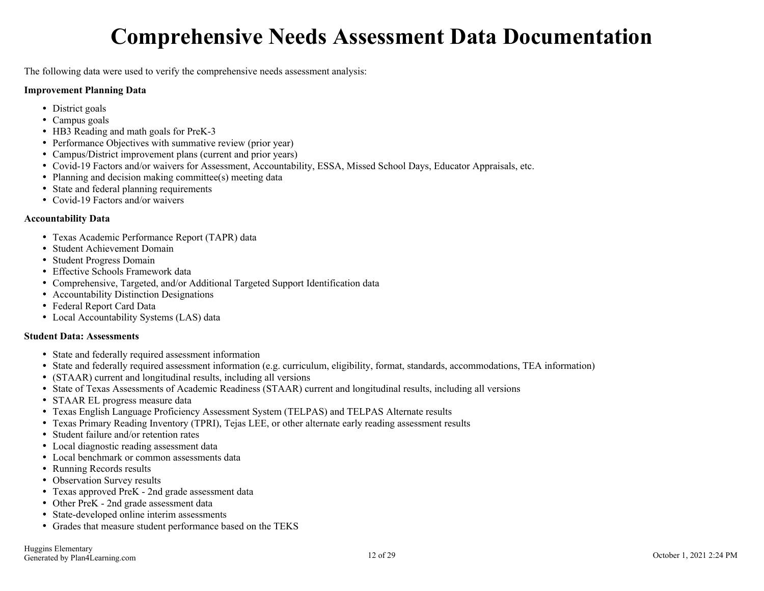# Comprehensive Needs Assessment Data Documentation

The following data were used to verify the comprehensive needs assessment analysis:

**Improvement Planning Data**

- District goals
- Campus goals
- HB3 Reading and math goals for PreK-3
- Performance Objectives with summative review (prior year)
- Campus/District improvement plans (current and prior years)
- Covid-19 Factors and/or waivers for Assessment, Accountability, ESSA, Missed School Days, Educator Appraisals, etc.
- Planning and decision making committee(s) meeting data
- State and federal planning requirements
- Covid-19 Factors and/or waivers

**Accountability Data**

- Texas Academic Performance Report (TAPR) data
- Student Achievement Domain
- Student Progress Domain
- Effective Schools Framework data
- Comprehensive, Targeted, and/or Additional Targeted Support Identification data
- Accountability Distinction Designations
- Federal Report Card Data
- Local Accountability Systems (LAS) data

**Student Data: Assessments**

- State and federally required assessment information
- State and federally required assessment information (e.g. curriculum, eligibility, format, standards, accommodations, TEA information)
- (STAAR) current and longitudinal results, including all versions
- State of Texas Assessments of Academic Readiness (STAAR) current and longitudinal results, including all versions
- STAAR EL progress measure data
- Texas English Language Proficiency Assessment System (TELPAS) and TELPAS Alternate results
- Texas Primary Reading Inventory (TPRI), Tejas LEE, or other alternate early reading assessment results
- Student failure and/or retention rates
- Local diagnostic reading assessment data
- Local benchmark or common assessments data
- Running Records results
- Observation Survey results
- Texas approved PreK - 2nd grade assessment data
- Other PreK - 2nd grade assessment data
- State-developed online interim assessments
- Grades that measure student performance based on the TEKS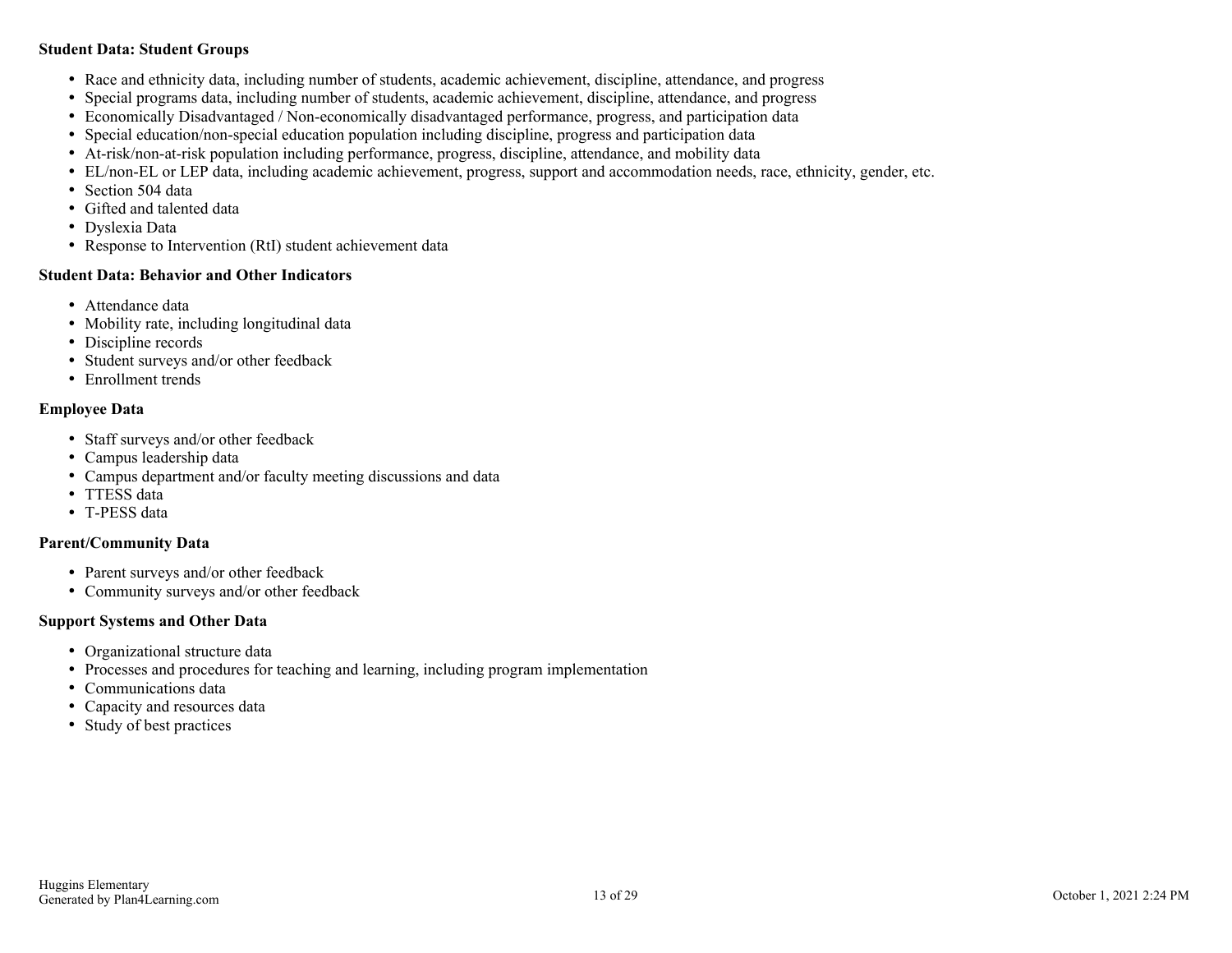**Student Data: Student Groups**

- Race and ethnicity data, including number of students, academic achievement, discipline, attendance, and progress
- Special programs data, including number of students, academic achievement, discipline, attendance, and progress
- Economically Disadvantaged / Non-economically disadvantaged performance, progress, and participation data
- Special education/non-special education population including discipline, progress and participation data
- At-risk/non-at-risk population including performance, progress, discipline, attendance, and mobility data
- EL/non-EL or LEP data, including academic achievement, progress, support and accommodation needs, race, ethnicity, gender, etc.
- Section 504 data
- Gifted and talented data
- Dyslexia Data
- Response to Intervention (RtI) student achievement data

**Student Data: Behavior and Other Indicators**

- Attendance data
- Mobility rate, including longitudinal data
- Discipline records
- Student surveys and/or other feedback
- Enrollment trends

**Employee Data**

- Staff surveys and/or other feedback
- Campus leadership data
- Campus department and/or faculty meeting discussions and data
- TTESS data
- T-PESS data

**Parent/Community Data**

- Parent surveys and/or other feedback
- Community surveys and/or other feedback

**Support Systems and Other Data**

- Organizational structure data
- Processes and procedures for teaching and learning, including program implementation
- Communications data
- Capacity and resources data
- Study of best practices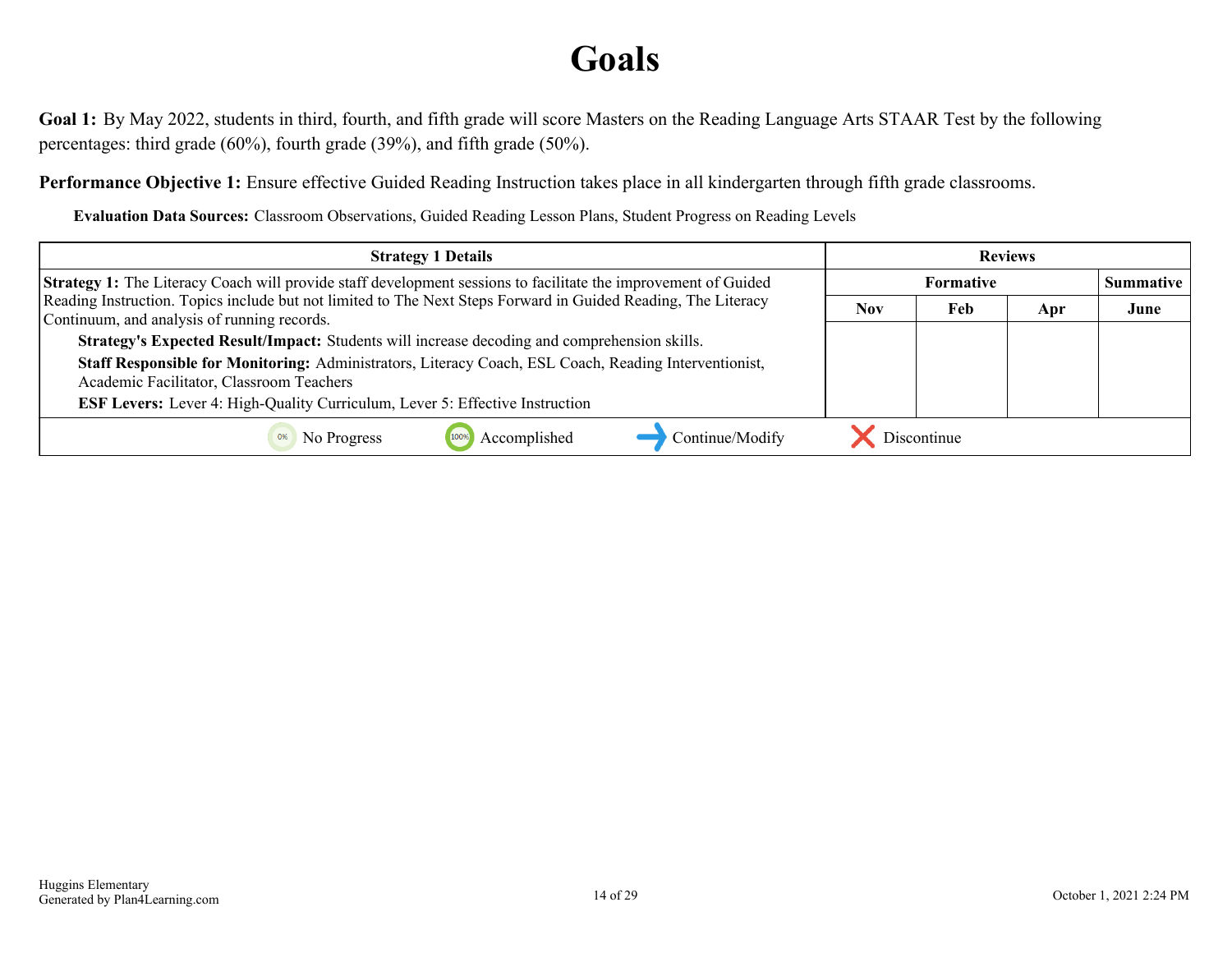# Goals

**Goal 1:** By May 2022, students in third, fourth, and fifth grade will score Masters on the Reading Language Arts STAAR Test by the following percentages: third grade (60%), fourth grade (39%), and fifth grade (50%).

**Performance Objective 1:** Ensure effective Guided Reading Instruction takes place in all kindergarten through fifth grade classrooms.

**Evaluation Data Sources:** Classroom Observations, Guided Reading Lesson Plans, Student Progress on Reading Levels

| Strategy 1 Details | Reviews | | | |
|---|---|---|---|---|
| | Formative | | | Summative |
| | Nov | Feb | Apr | June |
| **Strategy 1:** The Literacy Coach will provide staff development sessions to facilitate the improvement of Guided Reading Instruction. Topics include but not limited to The Next Steps Forward in Guided Reading, The Literacy Continuum, and analysis of running records.<br>**Strategy's Expected Result/Impact:** Students will increase decoding and comprehension skills.<br>**Staff Responsible for Monitoring:** Administrators, Literacy Coach, ESL Coach, Reading Interventionist, Academic Facilitator, Classroom Teachers<br>**ESF Levers:** Lever 4: High-Quality Curriculum, Lever 5: Effective Instruction | | | | |

0% No Progress | 100% Accomplished | → Continue/Modify | ✕ Discontinue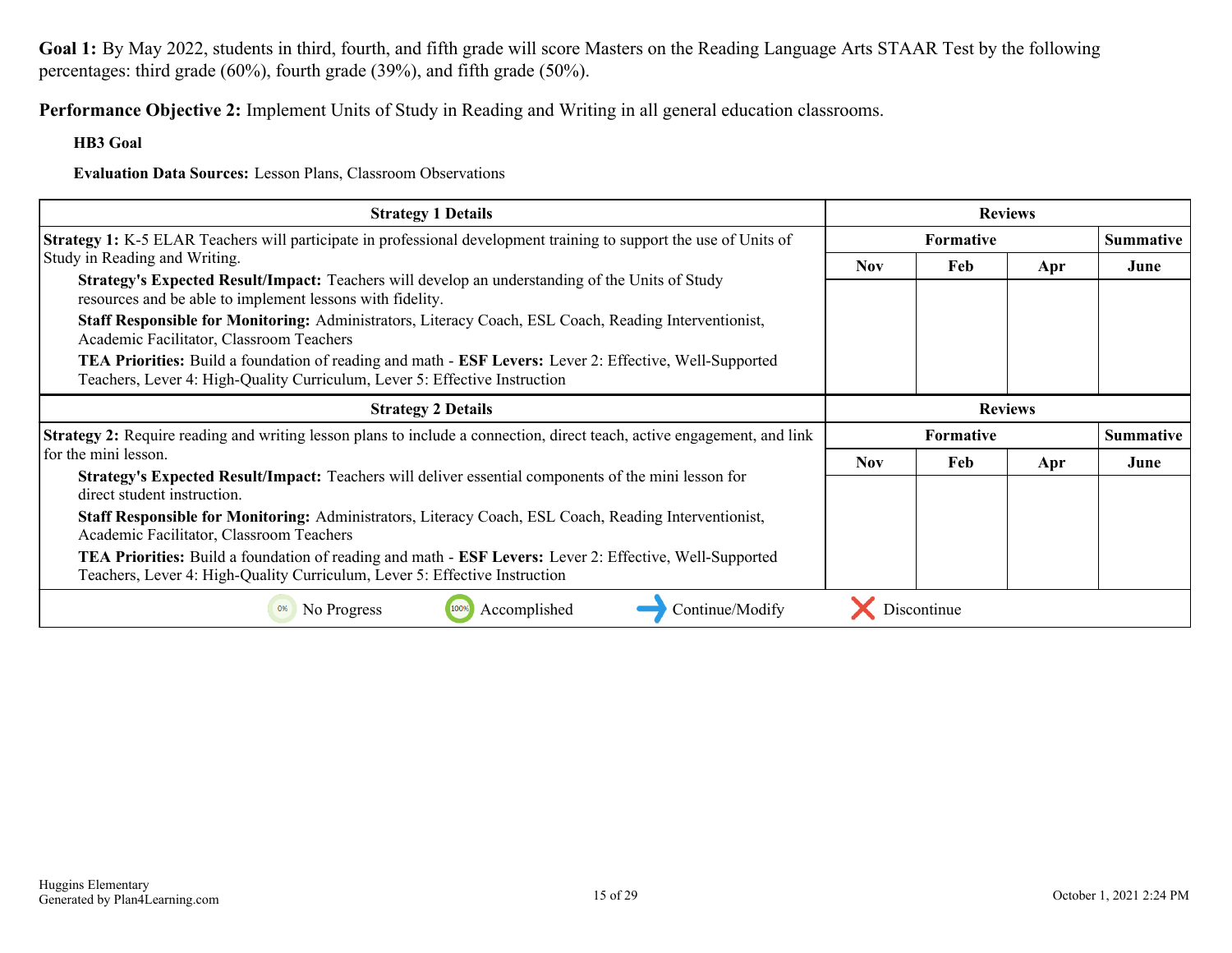**Goal 1:** By May 2022, students in third, fourth, and fifth grade will score Masters on the Reading Language Arts STAAR Test by the following percentages: third grade (60%), fourth grade (39%), and fifth grade (50%).

**Performance Objective 2:** Implement Units of Study in Reading and Writing in all general education classrooms.

**HB3 Goal**

**Evaluation Data Sources:** Lesson Plans, Classroom Observations

| Strategy 1 Details | Reviews | | | |
|---|---|---|---|---|
| | Formative | | | Summative |
| | Nov | Feb | Apr | June |
| **Strategy 1:** K-5 ELAR Teachers will participate in professional development training to support the use of Units of Study in Reading and Writing.<br>**Strategy's Expected Result/Impact:** Teachers will develop an understanding of the Units of Study resources and be able to implement lessons with fidelity.<br>**Staff Responsible for Monitoring:** Administrators, Literacy Coach, ESL Coach, Reading Interventionist, Academic Facilitator, Classroom Teachers<br>**TEA Priorities:** Build a foundation of reading and math - **ESF Levers:** Lever 2: Effective, Well-Supported Teachers, Lever 4: High-Quality Curriculum, Lever 5: Effective Instruction | | | | |

| Strategy 2 Details | Reviews | | | |
|---|---|---|---|---|
| | Formative | | | Summative |
| | Nov | Feb | Apr | June |
| **Strategy 2:** Require reading and writing lesson plans to include a connection, direct teach, active engagement, and link for the mini lesson.<br>**Strategy's Expected Result/Impact:** Teachers will deliver essential components of the mini lesson for direct student instruction.<br>**Staff Responsible for Monitoring:** Administrators, Literacy Coach, ESL Coach, Reading Interventionist, Academic Facilitator, Classroom Teachers<br>**TEA Priorities:** Build a foundation of reading and math - **ESF Levers:** Lever 2: Effective, Well-Supported Teachers, Lever 4: High-Quality Curriculum, Lever 5: Effective Instruction | | | | |

0% No Progress | 100% Accomplished | Continue/Modify | Discontinue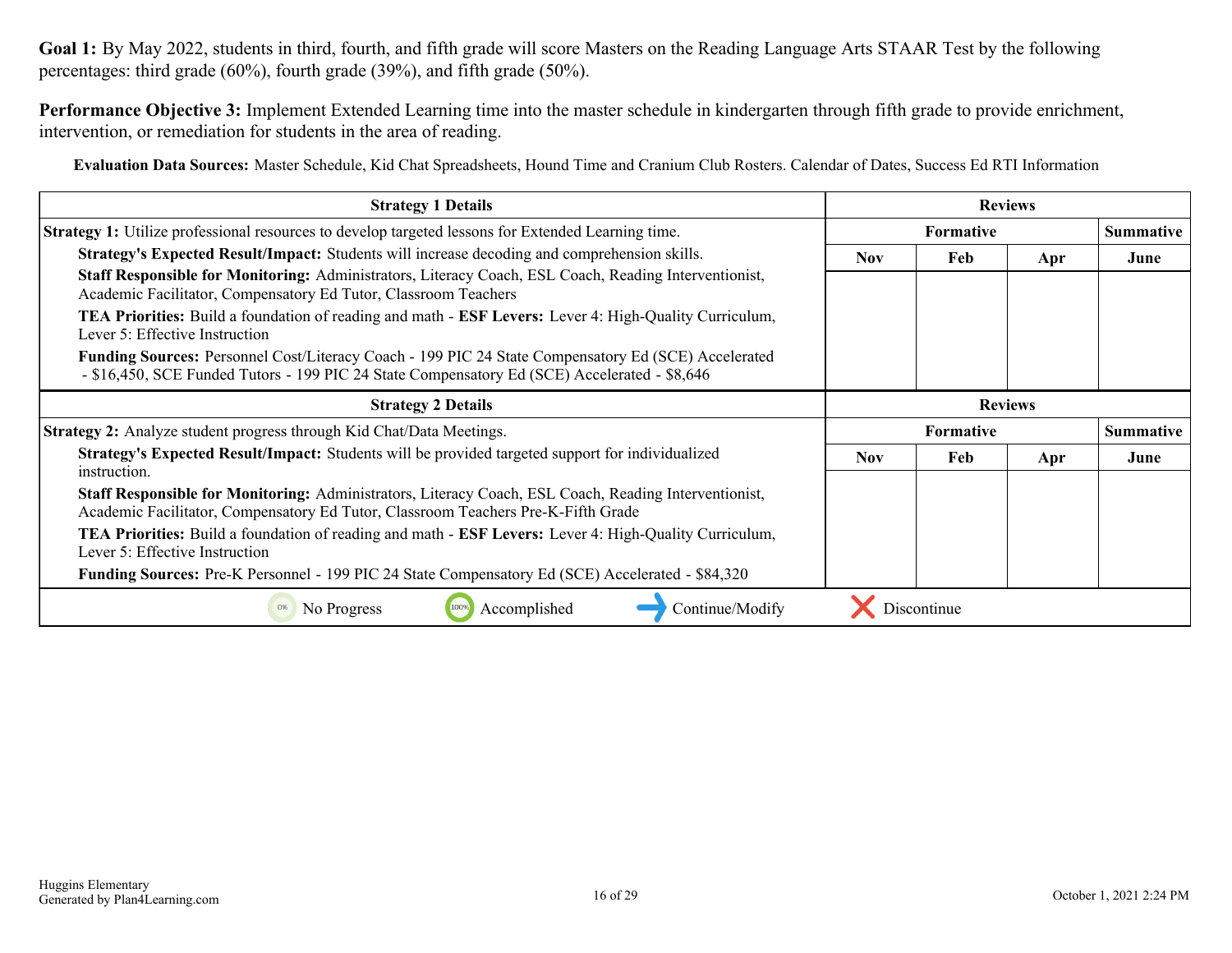**Goal 1:** By May 2022, students in third, fourth, and fifth grade will score Masters on the Reading Language Arts STAAR Test by the following percentages: third grade (60%), fourth grade (39%), and fifth grade (50%).

**Performance Objective 3:** Implement Extended Learning time into the master schedule in kindergarten through fifth grade to provide enrichment, intervention, or remediation for students in the area of reading.

**Evaluation Data Sources:** Master Schedule, Kid Chat Spreadsheets, Hound Time and Cranium Club Rosters. Calendar of Dates, Success Ed RTI Information

| Strategy 1 Details | Reviews | | | |
|---|---|---|---|---|
| **Strategy 1:** Utilize professional resources to develop targeted lessons for Extended Learning time. | Formative | | | Summative |
| **Strategy's Expected Result/Impact:** Students will increase decoding and comprehension skills.<br>**Staff Responsible for Monitoring:** Administrators, Literacy Coach, ESL Coach, Reading Interventionist, Academic Facilitator, Compensatory Ed Tutor, Classroom Teachers<br>**TEA Priorities:** Build a foundation of reading and math - **ESF Levers:** Lever 4: High-Quality Curriculum, Lever 5: Effective Instruction<br>**Funding Sources:** Personnel Cost/Literacy Coach - 199 PIC 24 State Compensatory Ed (SCE) Accelerated - $16,450, SCE Funded Tutors - 199 PIC 24 State Compensatory Ed (SCE) Accelerated - $8,646 | Nov | Feb | Apr | June |

| Strategy 2 Details | Reviews | | | |
|---|---|---|---|---|
| **Strategy 2:** Analyze student progress through Kid Chat/Data Meetings. | Formative | | | Summative |
| **Strategy's Expected Result/Impact:** Students will be provided targeted support for individualized instruction.<br>**Staff Responsible for Monitoring:** Administrators, Literacy Coach, ESL Coach, Reading Interventionist, Academic Facilitator, Compensatory Ed Tutor, Classroom Teachers Pre-K-Fifth Grade<br>**TEA Priorities:** Build a foundation of reading and math - **ESF Levers:** Lever 4: High-Quality Curriculum, Lever 5: Effective Instruction<br>**Funding Sources:** Pre-K Personnel - 199 PIC 24 State Compensatory Ed (SCE) Accelerated - $84,320 | Nov | Feb | Apr | June |

0% No Progress | 100% Accomplished | Continue/Modify | Discontinue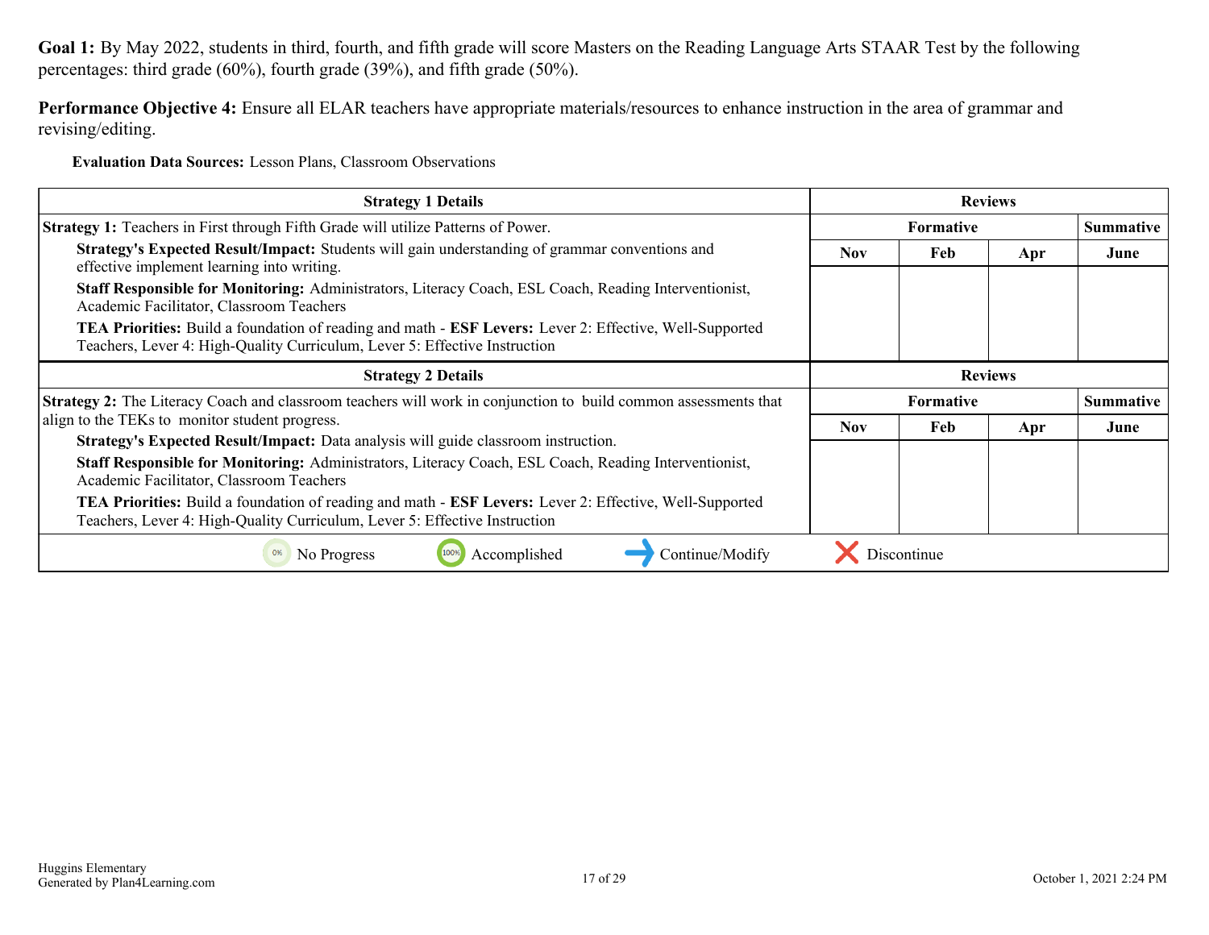**Goal 1:** By May 2022, students in third, fourth, and fifth grade will score Masters on the Reading Language Arts STAAR Test by the following percentages: third grade (60%), fourth grade (39%), and fifth grade (50%).

**Performance Objective 4:** Ensure all ELAR teachers have appropriate materials/resources to enhance instruction in the area of grammar and revising/editing.

**Evaluation Data Sources:** Lesson Plans, Classroom Observations

| Strategy 1 Details | Reviews | | | |
|---|---|---|---|---|
| | Formative | | | Summative |
| | Nov | Feb | Apr | June |
| **Strategy 1:** Teachers in First through Fifth Grade will utilize Patterns of Power.<br>**Strategy's Expected Result/Impact:** Students will gain understanding of grammar conventions and effective implement learning into writing.<br>**Staff Responsible for Monitoring:** Administrators, Literacy Coach, ESL Coach, Reading Interventionist, Academic Facilitator, Classroom Teachers<br>**TEA Priorities:** Build a foundation of reading and math - **ESF Levers:** Lever 2: Effective, Well-Supported Teachers, Lever 4: High-Quality Curriculum, Lever 5: Effective Instruction | | | | |

| Strategy 2 Details | Reviews | | | |
|---|---|---|---|---|
| | Formative | | | Summative |
| | Nov | Feb | Apr | June |
| **Strategy 2:** The Literacy Coach and classroom teachers will work in conjunction to build common assessments that align to the TEKs to monitor student progress.<br>**Strategy's Expected Result/Impact:** Data analysis will guide classroom instruction.<br>**Staff Responsible for Monitoring:** Administrators, Literacy Coach, ESL Coach, Reading Interventionist, Academic Facilitator, Classroom Teachers<br>**TEA Priorities:** Build a foundation of reading and math - **ESF Levers:** Lever 2: Effective, Well-Supported Teachers, Lever 4: High-Quality Curriculum, Lever 5: Effective Instruction | | | | |

0% No Progress | 100% Accomplished | → Continue/Modify | ✗ Discontinue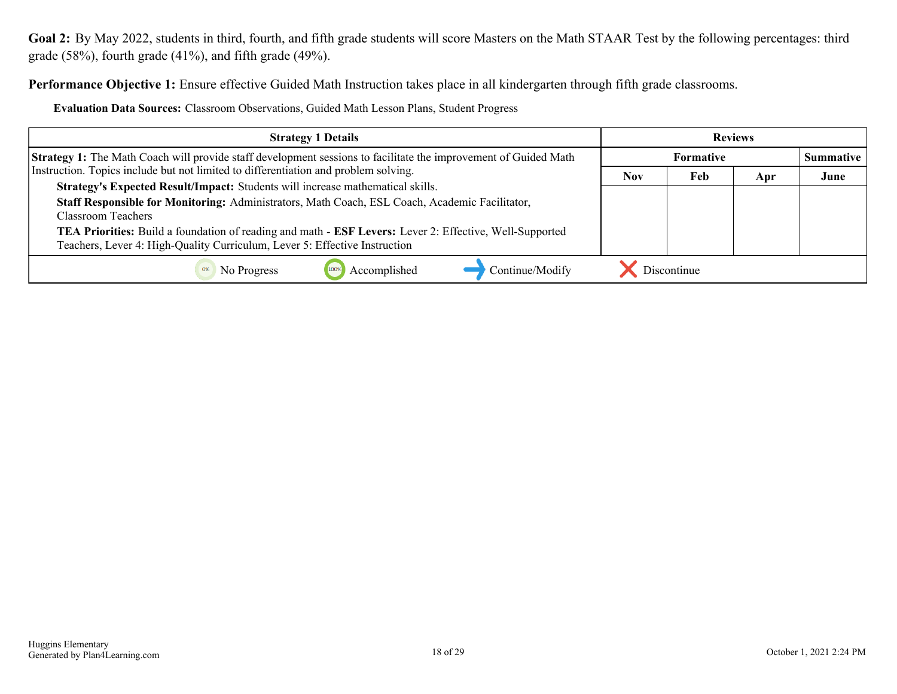**Goal 2:** By May 2022, students in third, fourth, and fifth grade students will score Masters on the Math STAAR Test by the following percentages: third grade (58%), fourth grade (41%), and fifth grade (49%).

**Performance Objective 1:** Ensure effective Guided Math Instruction takes place in all kindergarten through fifth grade classrooms.

**Evaluation Data Sources:** Classroom Observations, Guided Math Lesson Plans, Student Progress

| Strategy 1 Details | Reviews | | | |
|---|---|---|---|---|
| | Formative | | | Summative |
| | Nov | Feb | Apr | June |
| **Strategy 1:** The Math Coach will provide staff development sessions to facilitate the improvement of Guided Math Instruction. Topics include but not limited to differentiation and problem solving.<br>**Strategy's Expected Result/Impact:** Students will increase mathematical skills.<br>**Staff Responsible for Monitoring:** Administrators, Math Coach, ESL Coach, Academic Facilitator, Classroom Teachers<br>**TEA Priorities:** Build a foundation of reading and math - **ESF Levers:** Lever 2: Effective, Well-Supported Teachers, Lever 4: High-Quality Curriculum, Lever 5: Effective Instruction | | | | |

0% No Progress | 100% Accomplished | Continue/Modify | Discontinue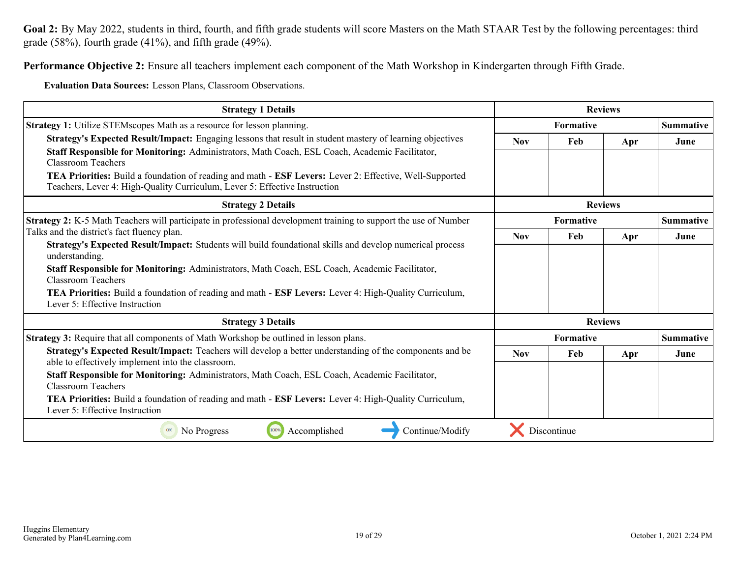**Goal 2:** By May 2022, students in third, fourth, and fifth grade students will score Masters on the Math STAAR Test by the following percentages: third grade (58%), fourth grade (41%), and fifth grade (49%).

**Performance Objective 2:** Ensure all teachers implement each component of the Math Workshop in Kindergarten through Fifth Grade.

**Evaluation Data Sources:** Lesson Plans, Classroom Observations.

| Strategy 1 Details | Reviews | | | |
|---|---|---|---|---|
| | Formative | | | Summative |
| | Nov | Feb | Apr | June |
| **Strategy 1:** Utilize STEMscopes Math as a resource for lesson planning.<br>**Strategy's Expected Result/Impact:** Engaging lessons that result in student mastery of learning objectives<br>**Staff Responsible for Monitoring:** Administrators, Math Coach, ESL Coach, Academic Facilitator, Classroom Teachers<br>**TEA Priorities:** Build a foundation of reading and math - **ESF Levers:** Lever 2: Effective, Well-Supported Teachers, Lever 4: High-Quality Curriculum, Lever 5: Effective Instruction | | | | |

| Strategy 2 Details | Reviews | | | |
|---|---|---|---|---|
| | Formative | | | Summative |
| | Nov | Feb | Apr | June |
| **Strategy 2:** K-5 Math Teachers will participate in professional development training to support the use of Number Talks and the district's fact fluency plan.<br>**Strategy's Expected Result/Impact:** Students will build foundational skills and develop numerical process understanding.<br>**Staff Responsible for Monitoring:** Administrators, Math Coach, ESL Coach, Academic Facilitator, Classroom Teachers<br>**TEA Priorities:** Build a foundation of reading and math - **ESF Levers:** Lever 4: High-Quality Curriculum, Lever 5: Effective Instruction | | | | |

| Strategy 3 Details | Reviews | | | |
|---|---|---|---|---|
| | Formative | | | Summative |
| | Nov | Feb | Apr | June |
| **Strategy 3:** Require that all components of Math Workshop be outlined in lesson plans.<br>**Strategy's Expected Result/Impact:** Teachers will develop a better understanding of the components and be able to effectively implement into the classroom.<br>**Staff Responsible for Monitoring:** Administrators, Math Coach, ESL Coach, Academic Facilitator, Classroom Teachers<br>**TEA Priorities:** Build a foundation of reading and math - **ESF Levers:** Lever 4: High-Quality Curriculum, Lever 5: Effective Instruction | | | | |

0% No Progress | 100% Accomplished | Continue/Modify | Discontinue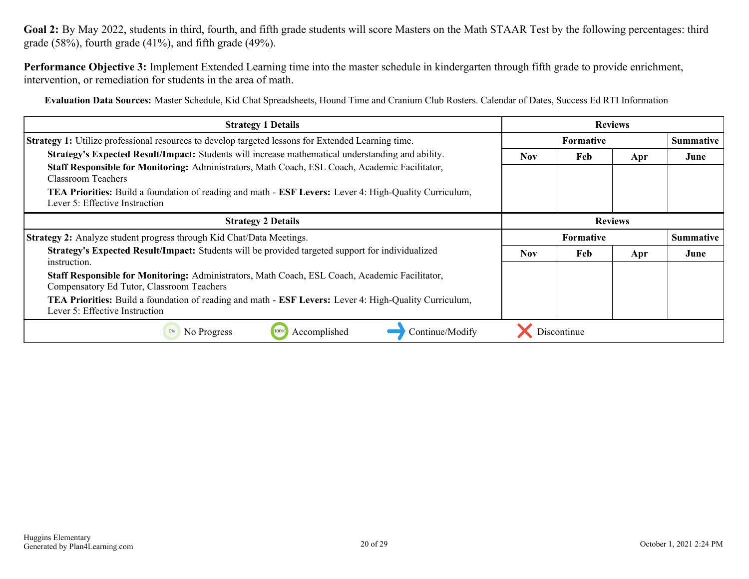**Goal 2:** By May 2022, students in third, fourth, and fifth grade students will score Masters on the Math STAAR Test by the following percentages: third grade (58%), fourth grade (41%), and fifth grade (49%).

**Performance Objective 3:** Implement Extended Learning time into the master schedule in kindergarten through fifth grade to provide enrichment, intervention, or remediation for students in the area of math.

**Evaluation Data Sources:** Master Schedule, Kid Chat Spreadsheets, Hound Time and Cranium Club Rosters. Calendar of Dates, Success Ed RTI Information

| Strategy 1 Details | Reviews | | | |
|---|---|---|---|---|
| | Formative | | | Summative |
| | Nov | Feb | Apr | June |
| **Strategy 1:** Utilize professional resources to develop targeted lessons for Extended Learning time.<br>**Strategy's Expected Result/Impact:** Students will increase mathematical understanding and ability.<br>**Staff Responsible for Monitoring:** Administrators, Math Coach, ESL Coach, Academic Facilitator, Classroom Teachers<br>**TEA Priorities:** Build a foundation of reading and math - **ESF Levers:** Lever 4: High-Quality Curriculum, Lever 5: Effective Instruction | | | | |

| Strategy 2 Details | Reviews | | | |
|---|---|---|---|---|
| | Formative | | | Summative |
| | Nov | Feb | Apr | June |
| **Strategy 2:** Analyze student progress through Kid Chat/Data Meetings.<br>**Strategy's Expected Result/Impact:** Students will be provided targeted support for individualized instruction.<br>**Staff Responsible for Monitoring:** Administrators, Math Coach, ESL Coach, Academic Facilitator, Compensatory Ed Tutor, Classroom Teachers<br>**TEA Priorities:** Build a foundation of reading and math - **ESF Levers:** Lever 4: High-Quality Curriculum, Lever 5: Effective Instruction | | | | |

0% No Progress | 100% Accomplished | Continue/Modify | Discontinue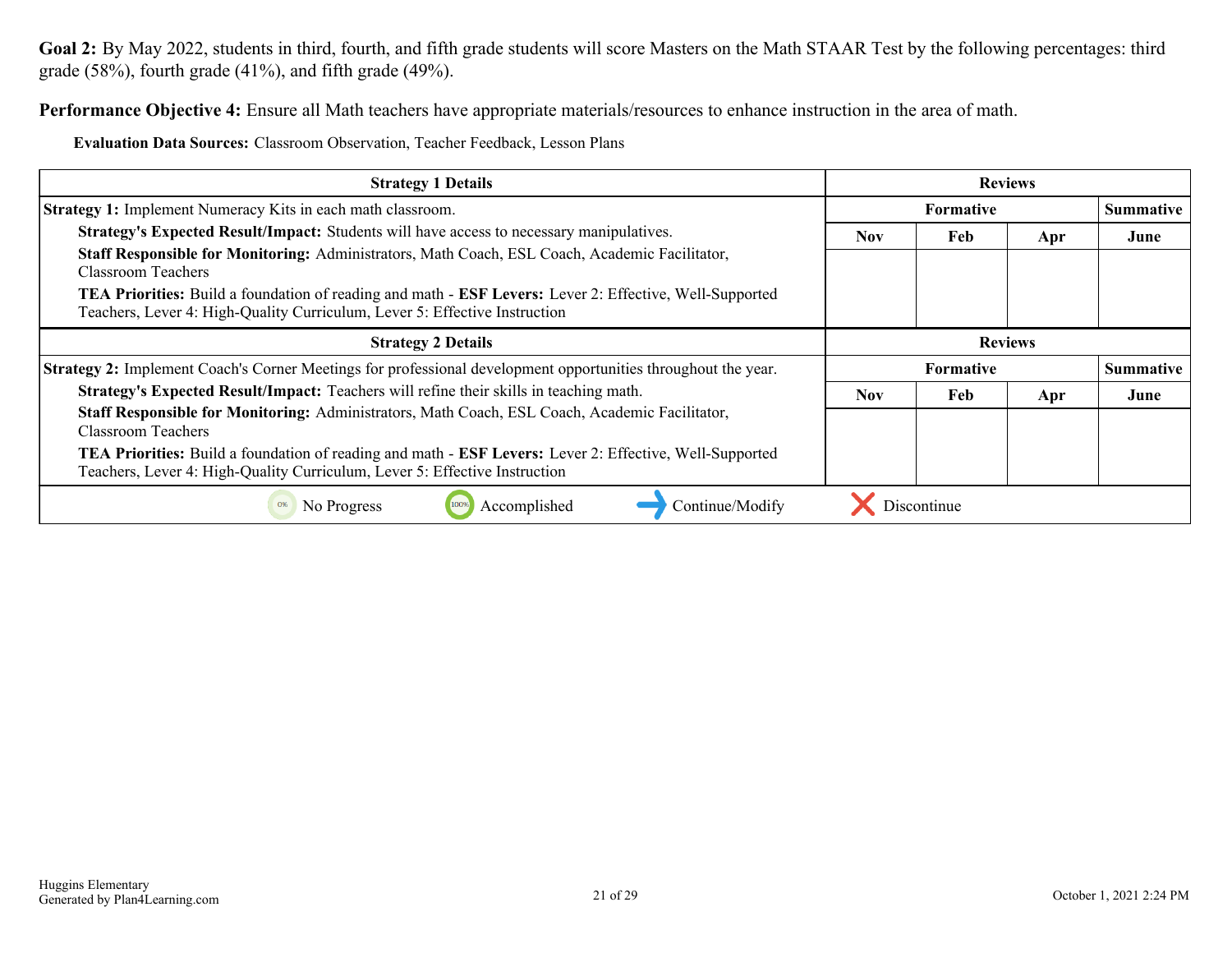**Goal 2:** By May 2022, students in third, fourth, and fifth grade students will score Masters on the Math STAAR Test by the following percentages: third grade (58%), fourth grade (41%), and fifth grade (49%).

**Performance Objective 4:** Ensure all Math teachers have appropriate materials/resources to enhance instruction in the area of math.

**Evaluation Data Sources:** Classroom Observation, Teacher Feedback, Lesson Plans

| Strategy 1 Details | Reviews | | | |
|---|---|---|---|---|
| | Formative | | | Summative |
| **Strategy 1:** Implement Numeracy Kits in each math classroom.<br>**Strategy's Expected Result/Impact:** Students will have access to necessary manipulatives.<br>**Staff Responsible for Monitoring:** Administrators, Math Coach, ESL Coach, Academic Facilitator, Classroom Teachers<br>**TEA Priorities:** Build a foundation of reading and math - **ESF Levers:** Lever 2: Effective, Well-Supported Teachers, Lever 4: High-Quality Curriculum, Lever 5: Effective Instruction | Nov | Feb | Apr | June |
| | | | | |

| Strategy 2 Details | Reviews | | | |
|---|---|---|---|---|
| | Formative | | | Summative |
| **Strategy 2:** Implement Coach's Corner Meetings for professional development opportunities throughout the year.<br>**Strategy's Expected Result/Impact:** Teachers will refine their skills in teaching math.<br>**Staff Responsible for Monitoring:** Administrators, Math Coach, ESL Coach, Academic Facilitator, Classroom Teachers<br>**TEA Priorities:** Build a foundation of reading and math - **ESF Levers:** Lever 2: Effective, Well-Supported Teachers, Lever 4: High-Quality Curriculum, Lever 5: Effective Instruction | Nov | Feb | Apr | June |
| | | | | |

0% No Progress | 100% Accomplished | Continue/Modify | Discontinue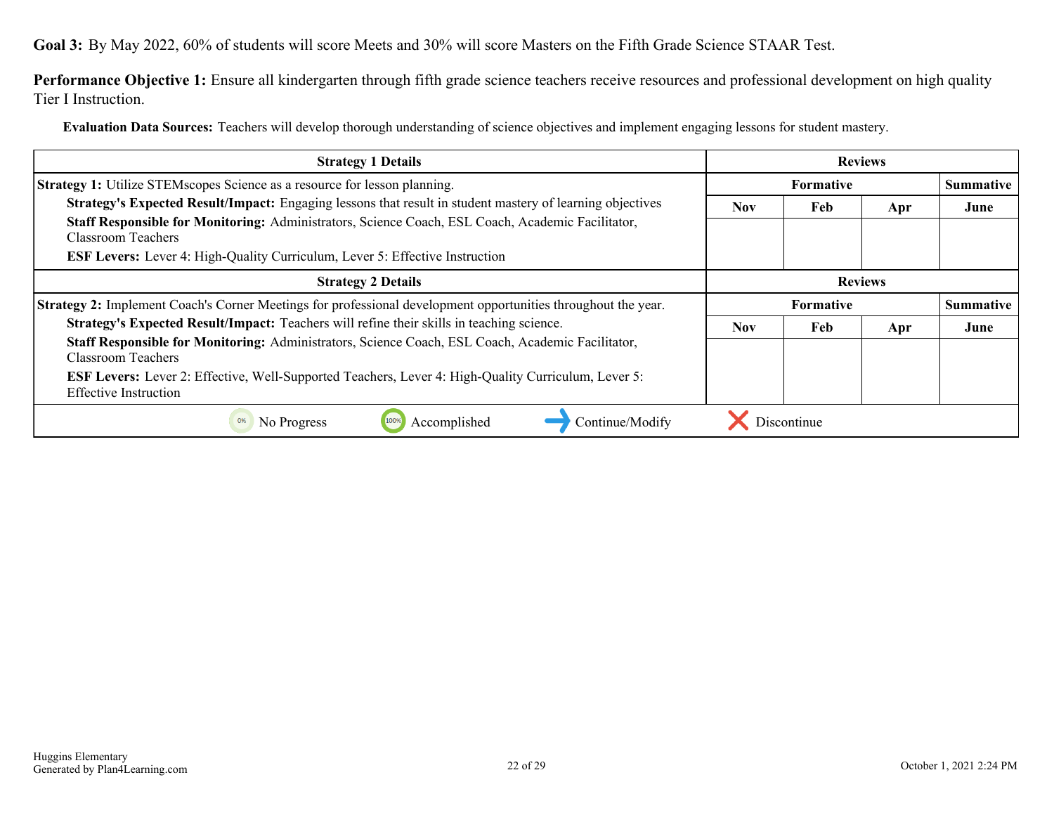**Goal 3:** By May 2022, 60% of students will score Meets and 30% will score Masters on the Fifth Grade Science STAAR Test.

**Performance Objective 1:** Ensure all kindergarten through fifth grade science teachers receive resources and professional development on high quality Tier I Instruction.

**Evaluation Data Sources:** Teachers will develop thorough understanding of science objectives and implement engaging lessons for student mastery.

| Strategy 1 Details | Reviews | | | |
|---|---|---|---|---|
| | Formative | | | Summative |
| | Nov | Feb | Apr | June |
| **Strategy 1:** Utilize STEMscopes Science as a resource for lesson planning.<br>**Strategy's Expected Result/Impact:** Engaging lessons that result in student mastery of learning objectives<br>**Staff Responsible for Monitoring:** Administrators, Science Coach, ESL Coach, Academic Facilitator, Classroom Teachers<br>**ESF Levers:** Lever 4: High-Quality Curriculum, Lever 5: Effective Instruction | | | | |

| Strategy 2 Details | Reviews | | | |
|---|---|---|---|---|
| | Formative | | | Summative |
| | Nov | Feb | Apr | June |
| **Strategy 2:** Implement Coach's Corner Meetings for professional development opportunities throughout the year.<br>**Strategy's Expected Result/Impact:** Teachers will refine their skills in teaching science.<br>**Staff Responsible for Monitoring:** Administrators, Science Coach, ESL Coach, Academic Facilitator, Classroom Teachers<br>**ESF Levers:** Lever 2: Effective, Well-Supported Teachers, Lever 4: High-Quality Curriculum, Lever 5: Effective Instruction | | | | |

0% No Progress | 100% Accomplished | → Continue/Modify | ✕ Discontinue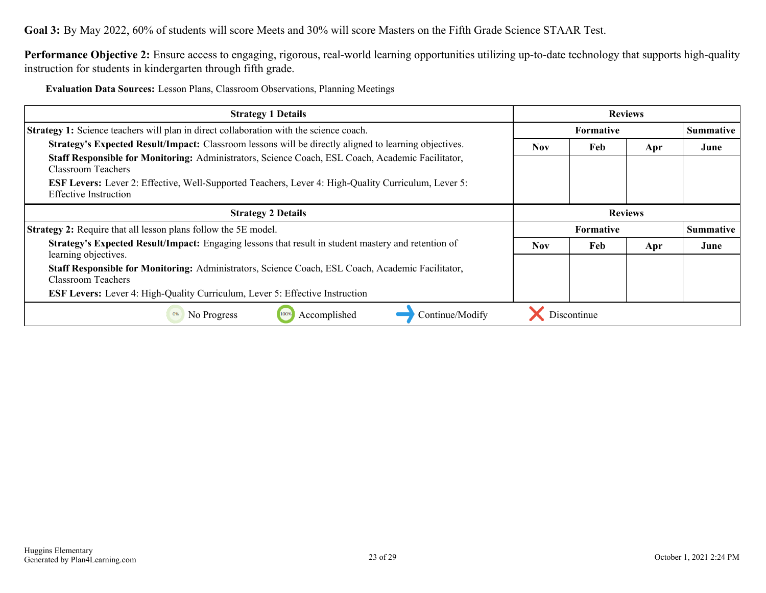**Goal 3:** By May 2022, 60% of students will score Meets and 30% will score Masters on the Fifth Grade Science STAAR Test.

**Performance Objective 2:** Ensure access to engaging, rigorous, real-world learning opportunities utilizing up-to-date technology that supports high-quality instruction for students in kindergarten through fifth grade.

**Evaluation Data Sources:** Lesson Plans, Classroom Observations, Planning Meetings

| Strategy 1 Details | Reviews | | | |
|---|---|---|---|---|
| | Formative | | | Summative |
| | Nov | Feb | Apr | June |
| **Strategy 1:** Science teachers will plan in direct collaboration with the science coach.<br>**Strategy's Expected Result/Impact:** Classroom lessons will be directly aligned to learning objectives.<br>**Staff Responsible for Monitoring:** Administrators, Science Coach, ESL Coach, Academic Facilitator, Classroom Teachers<br>**ESF Levers:** Lever 2: Effective, Well-Supported Teachers, Lever 4: High-Quality Curriculum, Lever 5: Effective Instruction | | | | |

| Strategy 2 Details | Reviews | | | |
|---|---|---|---|---|
| | Formative | | | Summative |
| | Nov | Feb | Apr | June |
| **Strategy 2:** Require that all lesson plans follow the 5E model.<br>**Strategy's Expected Result/Impact:** Engaging lessons that result in student mastery and retention of learning objectives.<br>**Staff Responsible for Monitoring:** Administrators, Science Coach, ESL Coach, Academic Facilitator, Classroom Teachers<br>**ESF Levers:** Lever 4: High-Quality Curriculum, Lever 5: Effective Instruction | | | | |

0% No Progress | 100% Accomplished | ➔ Continue/Modify | ✕ Discontinue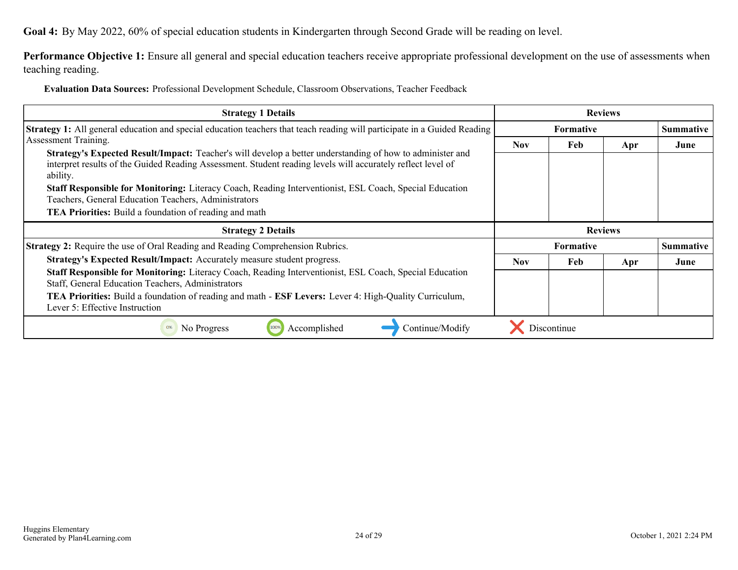**Goal 4:** By May 2022, 60% of special education students in Kindergarten through Second Grade will be reading on level.

**Performance Objective 1:** Ensure all general and special education teachers receive appropriate professional development on the use of assessments when teaching reading.

**Evaluation Data Sources:** Professional Development Schedule, Classroom Observations, Teacher Feedback

| Strategy 1 Details | Reviews | | | |
|---|---|---|---|---|
| | Formative | | | Summative |
| | Nov | Feb | Apr | June |
| **Strategy 1:** All general education and special education teachers that teach reading will participate in a Guided Reading Assessment Training.<br>**Strategy's Expected Result/Impact:** Teacher's will develop a better understanding of how to administer and interpret results of the Guided Reading Assessment. Student reading levels will accurately reflect level of ability.<br>**Staff Responsible for Monitoring:** Literacy Coach, Reading Interventionist, ESL Coach, Special Education Teachers, General Education Teachers, Administrators<br>**TEA Priorities:** Build a foundation of reading and math | | | | |

| Strategy 2 Details | Reviews | | | |
|---|---|---|---|---|
| | Formative | | | Summative |
| | Nov | Feb | Apr | June |
| **Strategy 2:** Require the use of Oral Reading and Reading Comprehension Rubrics.<br>**Strategy's Expected Result/Impact:** Accurately measure student progress.<br>**Staff Responsible for Monitoring:** Literacy Coach, Reading Interventionist, ESL Coach, Special Education Staff, General Education Teachers, Administrators<br>**TEA Priorities:** Build a foundation of reading and math - **ESF Levers:** Lever 4: High-Quality Curriculum, Lever 5: Effective Instruction | | | | |

0% No Progress | 100% Accomplished | Continue/Modify | Discontinue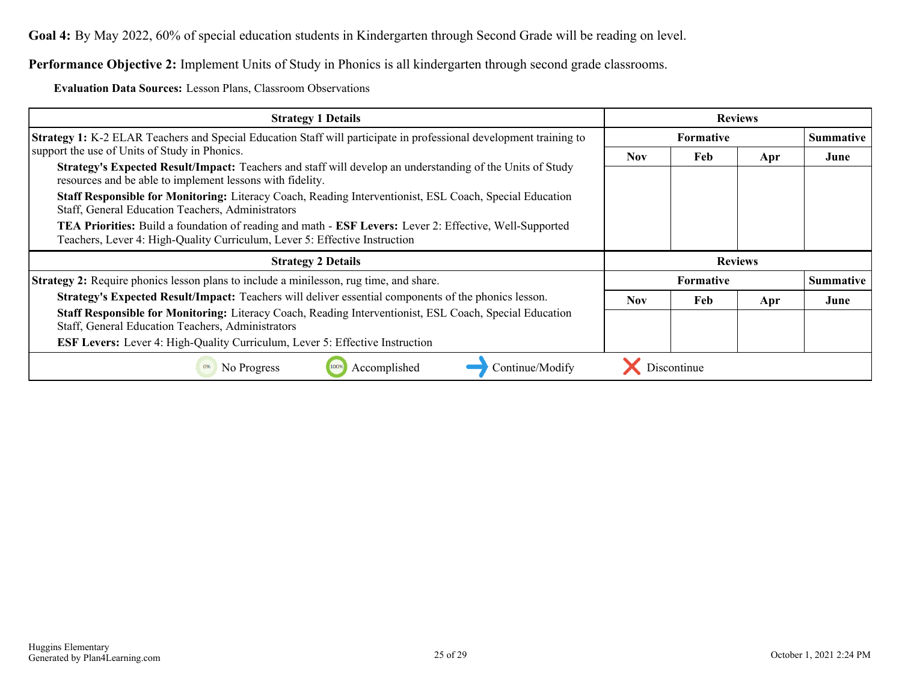**Goal 4:** By May 2022, 60% of special education students in Kindergarten through Second Grade will be reading on level.

**Performance Objective 2:** Implement Units of Study in Phonics is all kindergarten through second grade classrooms.

**Evaluation Data Sources:** Lesson Plans, Classroom Observations

| Strategy 1 Details | Reviews | | | |
|---|---|---|---|---|
| | Formative | | | Summative |
| **Strategy 1:** K-2 ELAR Teachers and Special Education Staff will participate in professional development training to support the use of Units of Study in Phonics.<br>**Strategy's Expected Result/Impact:** Teachers and staff will develop an understanding of the Units of Study resources and be able to implement lessons with fidelity.<br>**Staff Responsible for Monitoring:** Literacy Coach, Reading Interventionist, ESL Coach, Special Education Staff, General Education Teachers, Administrators<br>**TEA Priorities:** Build a foundation of reading and math - **ESF Levers:** Lever 2: Effective, Well-Supported Teachers, Lever 4: High-Quality Curriculum, Lever 5: Effective Instruction | Nov | Feb | Apr | June |

| Strategy 2 Details | Reviews | | | |
|---|---|---|---|---|
| | Formative | | | Summative |
| **Strategy 2:** Require phonics lesson plans to include a minilesson, rug time, and share.<br>**Strategy's Expected Result/Impact:** Teachers will deliver essential components of the phonics lesson.<br>**Staff Responsible for Monitoring:** Literacy Coach, Reading Interventionist, ESL Coach, Special Education Staff, General Education Teachers, Administrators<br>**ESF Levers:** Lever 4: High-Quality Curriculum, Lever 5: Effective Instruction | Nov | Feb | Apr | June |

0% No Progress | 100% Accomplished | Continue/Modify | Discontinue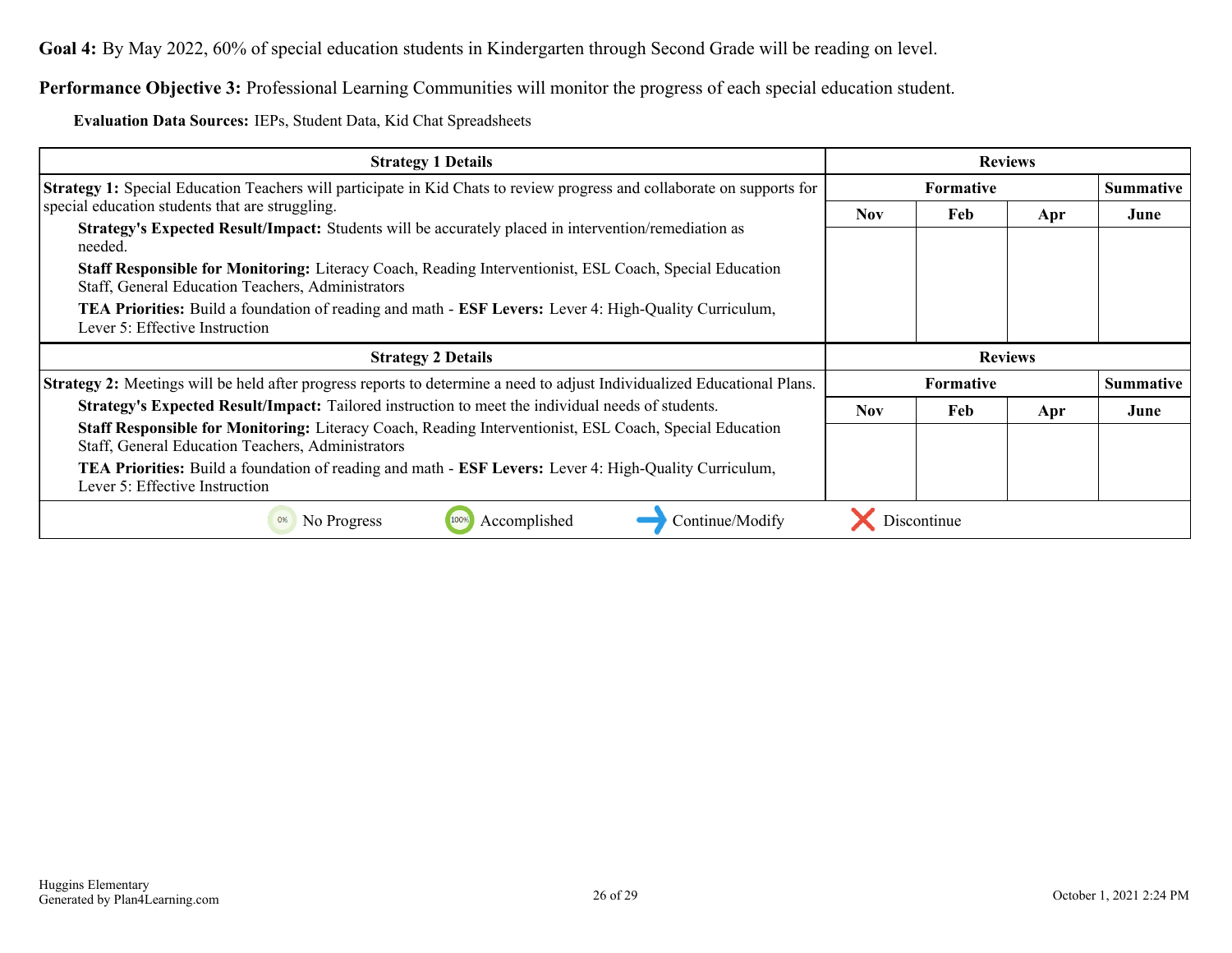**Goal 4:** By May 2022, 60% of special education students in Kindergarten through Second Grade will be reading on level.

**Performance Objective 3:** Professional Learning Communities will monitor the progress of each special education student.

**Evaluation Data Sources:** IEPs, Student Data, Kid Chat Spreadsheets

| Strategy 1 Details | Reviews | | | |
|---|---|---|---|---|
| | Formative | | | Summative |
| | Nov | Feb | Apr | June |
| **Strategy 1:** Special Education Teachers will participate in Kid Chats to review progress and collaborate on supports for special education students that are struggling.<br>**Strategy's Expected Result/Impact:** Students will be accurately placed in intervention/remediation as needed.<br>**Staff Responsible for Monitoring:** Literacy Coach, Reading Interventionist, ESL Coach, Special Education Staff, General Education Teachers, Administrators<br>**TEA Priorities:** Build a foundation of reading and math - **ESF Levers:** Lever 4: High-Quality Curriculum, Lever 5: Effective Instruction | | | | |

| Strategy 2 Details | Reviews | | | |
|---|---|---|---|---|
| | Formative | | | Summative |
| | Nov | Feb | Apr | June |
| **Strategy 2:** Meetings will be held after progress reports to determine a need to adjust Individualized Educational Plans.<br>**Strategy's Expected Result/Impact:** Tailored instruction to meet the individual needs of students.<br>**Staff Responsible for Monitoring:** Literacy Coach, Reading Interventionist, ESL Coach, Special Education Staff, General Education Teachers, Administrators<br>**TEA Priorities:** Build a foundation of reading and math - **ESF Levers:** Lever 4: High-Quality Curriculum, Lever 5: Effective Instruction | | | | |

0% No Progress | 100% Accomplished | Continue/Modify | Discontinue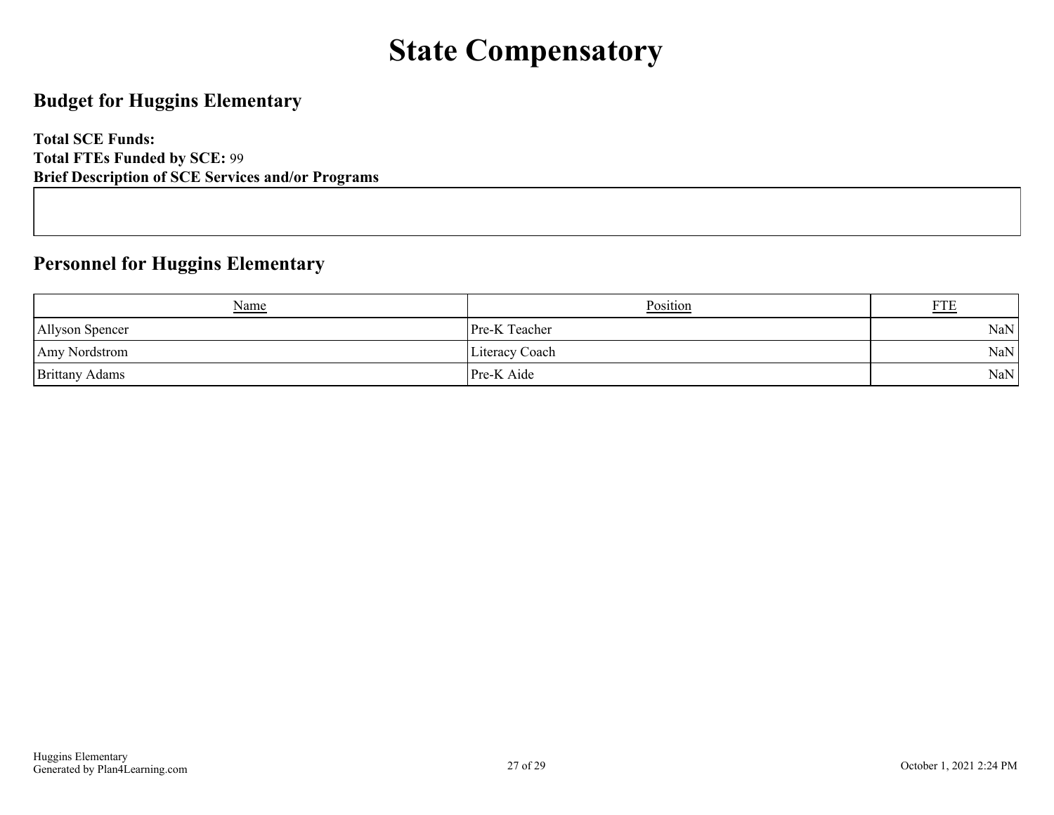# State Compensatory

## Budget for Huggins Elementary

**Total SCE Funds:**
**Total FTEs Funded by SCE:** 99
**Brief Description of SCE Services and/or Programs**

## Personnel for Huggins Elementary

| Name | Position | FTE |
| --- | --- | --- |
| Allyson Spencer | Pre-K Teacher | NaN |
| Amy Nordstrom | Literacy Coach | NaN |
| Brittany Adams | Pre-K Aide | NaN |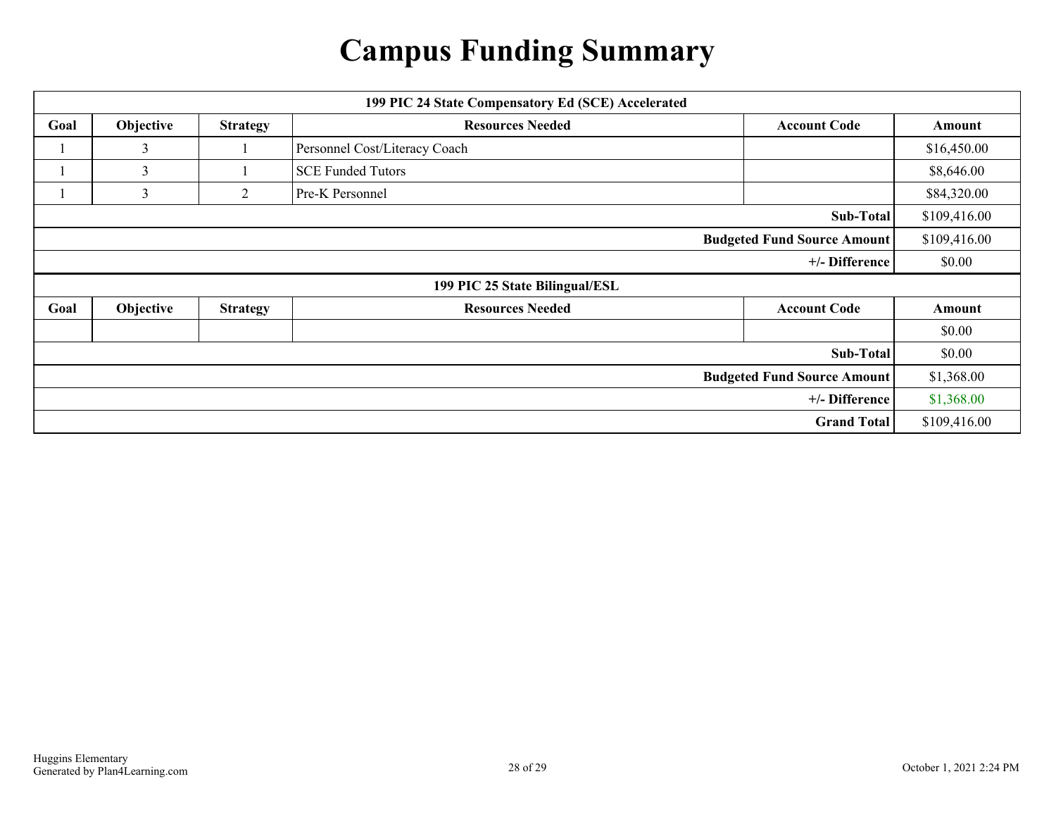# Campus Funding Summary

| 199 PIC 24 State Compensatory Ed (SCE) Accelerated | | | | | |
|---|---|---|---|---|---|
| **Goal** | **Objective** | **Strategy** | **Resources Needed** | **Account Code** | **Amount** |
| 1 | 3 | 1 | Personnel Cost/Literacy Coach | | $16,450.00 |
| 1 | 3 | 1 | SCE Funded Tutors | | $8,646.00 |
| 1 | 3 | 2 | Pre-K Personnel | | $84,320.00 |
| | | | | **Sub-Total** | $109,416.00 |
| | | | | **Budgeted Fund Source Amount** | $109,416.00 |
| | | | | **+/- Difference** | $0.00 |

| 199 PIC 25 State Bilingual/ESL | | | | | |
|---|---|---|---|---|---|
| **Goal** | **Objective** | **Strategy** | **Resources Needed** | **Account Code** | **Amount** |
| | | | | | $0.00 |
| | | | | **Sub-Total** | $0.00 |
| | | | | **Budgeted Fund Source Amount** | $1,368.00 |
| | | | | **+/- Difference** | $1,368.00 |
| | | | | **Grand Total** | $109,416.00 |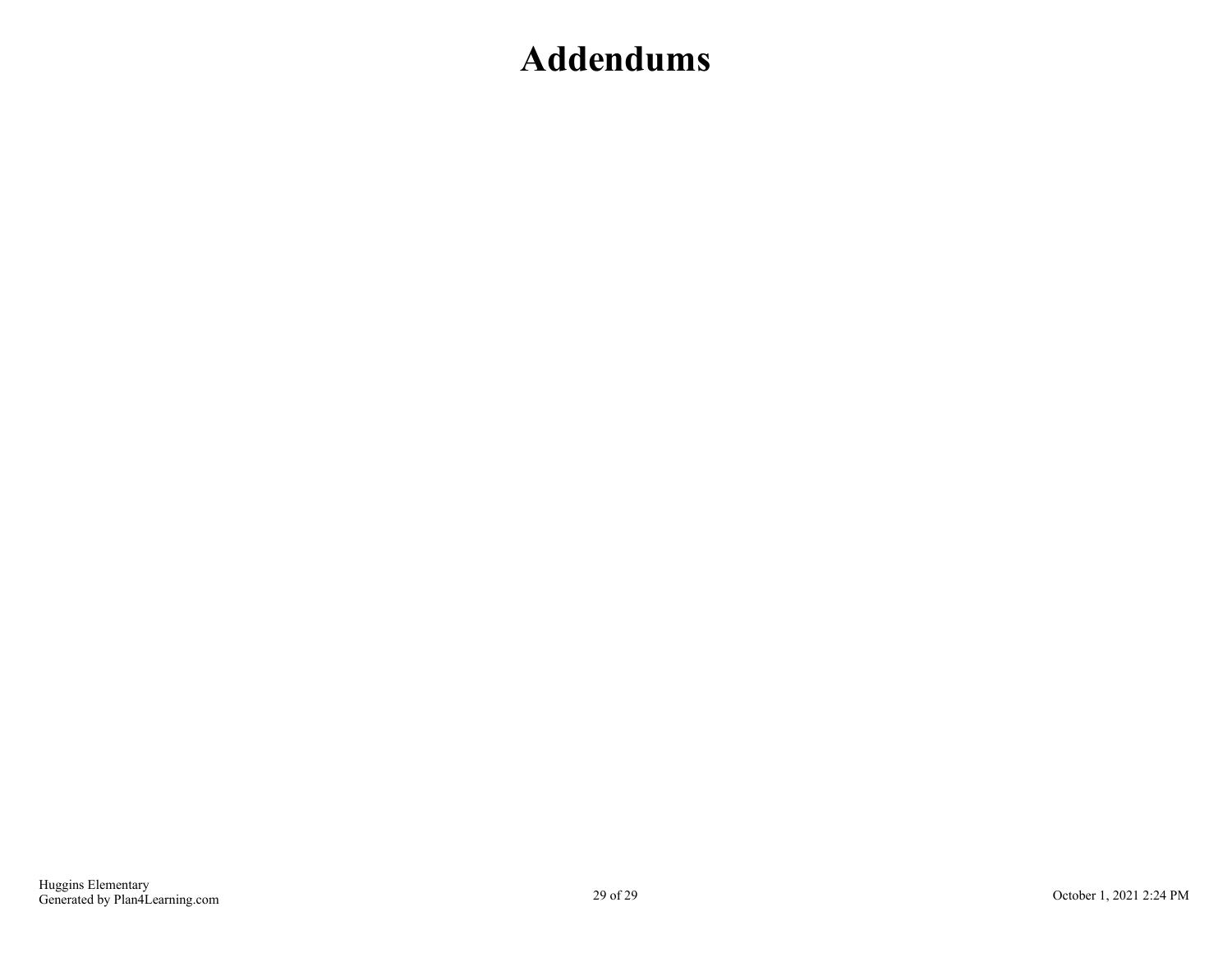# Addendums